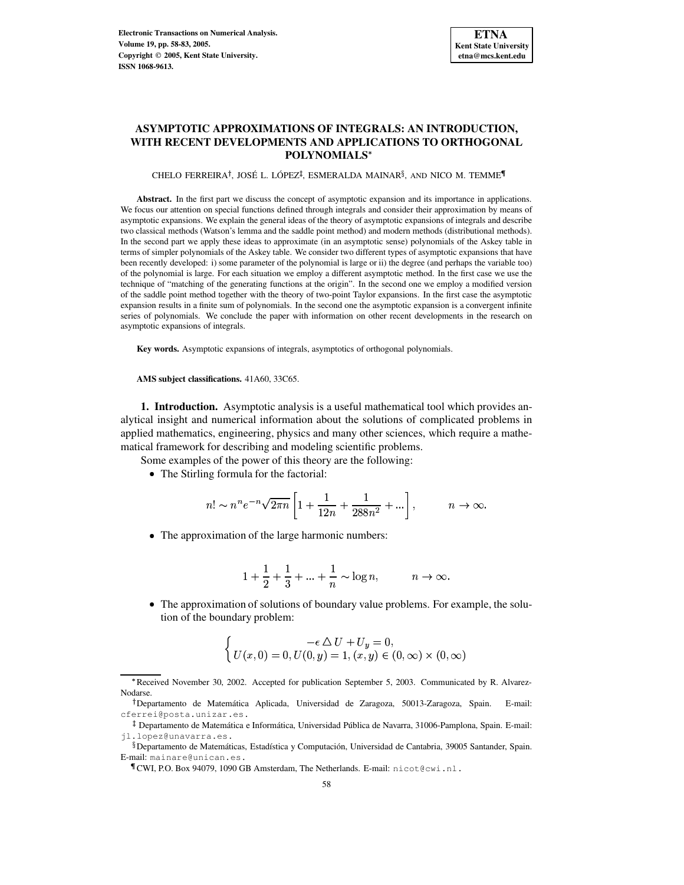# ASYMPTOTIC APPROXIMATIONS OF INTEGRALS: AN INTRODUCTION, WITH RECENT DEVELOPMENTS AND APPLICATIONS TO ORTHOGONAL POLYNOMIALS*

CHELO FERREIRA†, JOSÉ L. LÓPEZ‡, ESMERALDA MAINAR§, AND NICO M. TEMME¶

**Abstract.** In the first part we discuss the concept of asymptotic expansion and its importance in applications. We focus our attention on special functions defined through integrals and consider their approximation by means of asymptotic expansions. We explain the general ideas of the theory of asymptotic expansions of integrals and describe two classical methods (Watson's lemma and the saddle point method) and modern methods (distributional methods). In the second part we apply these ideas to approximate (in an asymptotic sense) polynomials of the Askey table in terms of simpler polynomials of the Askey table. We consider two different types of asymptotic expansions that have been recently developed: i) some parameter of the polynomial is large or ii) the degree (and perhaps the variable too) of the polynomial is large. For each situation we employ a different asymptotic method. In the first case we use the technique of "matching of the generating functions at the origin". In the second one we employ a modified version of the saddle point method together with the theory of two-point Taylor expansions. In the first case the asymptotic expansion results in a finite sum of polynomials. In the second one the asymptotic expansion is a convergent infinite series of polynomials. We conclude the paper with information on other recent developments in the research on asymptotic expansions of integrals.

**Key words.** Asymptotic expansions of integrals, asymptotics of orthogonal polynomials.

**AMS subject classifications.** 41A60, 33C65.

**1. Introduction.** Asymptotic analysis is a useful mathematical tool which provides analytical insight and numerical information about the solutions of complicated problems in applied mathematics, engineering, physics and many other sciences, which require a mathematical framework for describing and modeling scientific problems.

Some examples of the power of this theory are the following:

- The Stirling formula for the factorial:

$$n! \sim n^n e^{-n}\sqrt{2\pi n}\left[1+\frac{1}{12n}+\frac{1}{288n^2}+...\right], \qquad n\to\infty.$$

- The approximation of the large harmonic numbers:

$$1+\frac{1}{2}+\frac{1}{3}+...+\frac{1}{n}\sim \log n, \qquad n\to\infty.$$

- The approximation of solutions of boundary value problems. For example, the solution of the boundary problem:

$$\begin{cases} -\epsilon \triangle U + U_y = 0, \\ U(x,0)=0, U(0,y)=1, (x,y)\in(0,\infty)\times(0,\infty) \end{cases}$$

---

*Received November 30, 2002. Accepted for publication September 5, 2003. Communicated by R. Alvarez-Nodarse.

†Departamento de Matemática Aplicada, Universidad de Zaragoza, 50013-Zaragoza, Spain. E-mail: cferrei@posta.unizar.es.

‡ Departamento de Matemática e Informática, Universidad Pública de Navarra, 31006-Pamplona, Spain. E-mail: jl.lopez@unavarra.es.

§Departamento de Matemáticas, Estadística y Computación, Universidad de Cantabria, 39005 Santander, Spain. E-mail: mainare@unican.es.

¶CWI, P.O. Box 94079, 1090 GB Amsterdam, The Netherlands. E-mail: nicot@cwi.nl.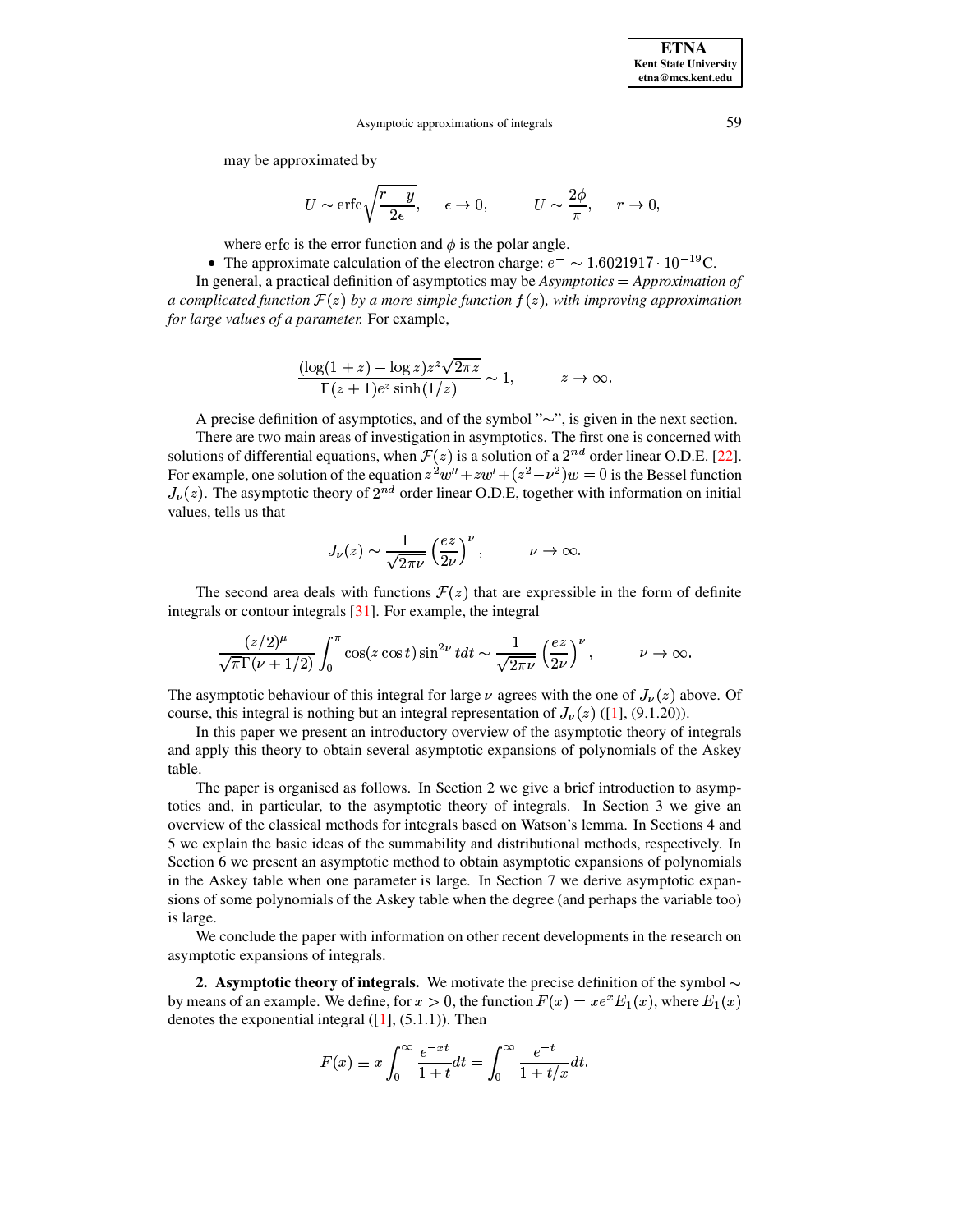may be approximated by

$$U \sim \operatorname{erfc}\sqrt{\frac{r-y}{2\epsilon}}, \quad \epsilon \to 0, \qquad U \sim \frac{2\phi}{\pi}, \quad r \to 0,$$

where erfc is the error function and $\phi$ is the polar angle.

- The approximate calculation of the electron charge: $e^- \sim 1.6021917 \cdot 10^{-19}\mathrm{C}$.

In general, a practical definition of asymptotics may be *Asymptotics = Approximation of a complicated function $\mathcal{F}(z)$ by a more simple function $f(z)$, with improving approximation for large values of a parameter.* For example,

$$\frac{(\log(1+z) - \log z) z^z \sqrt{2\pi z}}{\Gamma(z+1) e^z \sinh(1/z)} \sim 1, \qquad z \to \infty.$$

A precise definition of asymptotics, and of the symbol "$\sim$", is given in the next section.

There are two main areas of investigation in asymptotics. The first one is concerned with solutions of differential equations, when $\mathcal{F}(z)$ is a solution of a $2^{nd}$ order linear O.D.E. [22]. For example, one solution of the equation $z^2 w'' + z w' + (z^2 - \nu^2) w = 0$ is the Bessel function $J_\nu(z)$. The asymptotic theory of $2^{nd}$ order linear O.D.E, together with information on initial values, tells us that

$$J_\nu(z) \sim \frac{1}{\sqrt{2\pi\nu}} \left(\frac{ez}{2\nu}\right)^\nu, \qquad \nu \to \infty.$$

The second area deals with functions $\mathcal{F}(z)$ that are expressible in the form of definite integrals or contour integrals [31]. For example, the integral

$$\frac{(z/2)^\mu}{\sqrt{\pi}\Gamma(\nu + 1/2)} \int_0^\pi \cos(z \cos t) \sin^{2\nu} t dt \sim \frac{1}{\sqrt{2\pi\nu}} \left(\frac{ez}{2\nu}\right)^\nu, \qquad \nu \to \infty.$$

The asymptotic behaviour of this integral for large $\nu$ agrees with the one of $J_\nu(z)$ above. Of course, this integral is nothing but an integral representation of $J_\nu(z)$ ([1], (9.1.20)).

In this paper we present an introductory overview of the asymptotic theory of integrals and apply this theory to obtain several asymptotic expansions of polynomials of the Askey table.

The paper is organised as follows. In Section 2 we give a brief introduction to asymptotics and, in particular, to the asymptotic theory of integrals. In Section 3 we give an overview of the classical methods for integrals based on Watson's lemma. In Sections 4 and 5 we explain the basic ideas of the summability and distributional methods, respectively. In Section 6 we present an asymptotic method to obtain asymptotic expansions of polynomials in the Askey table when one parameter is large. In Section 7 we derive asymptotic expansions of some polynomials of the Askey table when the degree (and perhaps the variable too) is large.

We conclude the paper with information on other recent developments in the research on asymptotic expansions of integrals.

## 2. Asymptotic theory of integrals.

We motivate the precise definition of the symbol $\sim$ by means of an example. We define, for $x > 0$, the function $F(x) = x e^x E_1(x)$, where $E_1(x)$ denotes the exponential integral ([1], (5.1.1)). Then

$$F(x) \equiv x \int_0^\infty \frac{e^{-xt}}{1+t} dt = \int_0^\infty \frac{e^{-t}}{1 + t/x} dt.$$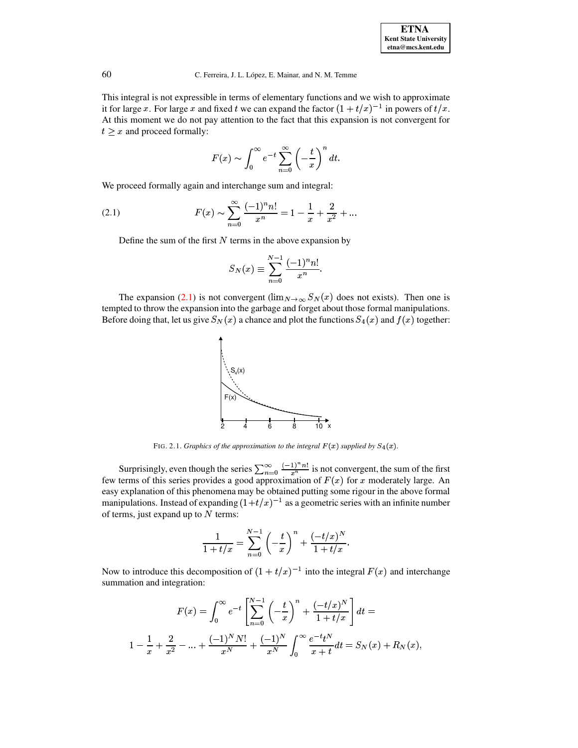This integral is not expressible in terms of elementary functions and we wish to approximate it for large $x$. For large $x$ and fixed $t$ we can expand the factor $(1+t/x)^{-1}$ in powers of $t/x$. At this moment we do not pay attention to the fact that this expansion is not convergent for $t \geq x$ and proceed formally:

$$F(x) \sim \int_0^\infty e^{-t} \sum_{n=0}^\infty \left(-\frac{t}{x}\right)^n dt.$$

We proceed formally again and interchange sum and integral:

$$F(x) \sim \sum_{n=0}^\infty \frac{(-1)^n n!}{x^n} = 1 - \frac{1}{x} + \frac{2}{x^2} + \dots \tag{2.1}$$

Define the sum of the first $N$ terms in the above expansion by

$$S_N(x) \equiv \sum_{n=0}^{N-1} \frac{(-1)^n n!}{x^n}.$$

The expansion (2.1) is not convergent ($\lim_{N\to\infty} S_N(x)$ does not exists). Then one is tempted to throw the expansion into the garbage and forget about those formal manipulations. Before doing that, let us give $S_N(x)$ a chance and plot the functions $S_4(x)$ and $f(x)$ together:

FIG. 2.1. *Graphics of the approximation to the integral $F(x)$ supplied by $S_4(x)$.*

Surprisingly, even though the series $\sum_{n=0}^\infty \frac{(-1)^n n!}{x^n}$ is not convergent, the sum of the first few terms of this series provides a good approximation of $F(x)$ for $x$ moderately large. An easy explanation of this phenomena may be obtained putting some rigour in the above formal manipulations. Instead of expanding $(1+t/x)^{-1}$ as a geometric series with an infinite number of terms, just expand up to $N$ terms:

$$\frac{1}{1+t/x} = \sum_{n=0}^{N-1} \left(-\frac{t}{x}\right)^n + \frac{(-t/x)^N}{1+t/x}.$$

Now to introduce this decomposition of $(1+t/x)^{-1}$ into the integral $F(x)$ and interchange summation and integration:

$$F(x) = \int_0^\infty e^{-t} \left[\sum_{n=0}^{N-1} \left(-\frac{t}{x}\right)^n + \frac{(-t/x)^N}{1+t/x}\right] dt =$$

$$1 - \frac{1}{x} + \frac{2}{x^2} - \dots + \frac{(-1)^N N!}{x^N} + \frac{(-1)^N}{x^N} \int_0^\infty \frac{e^{-t} t^N}{x+t} dt = S_N(x) + R_N(x),$$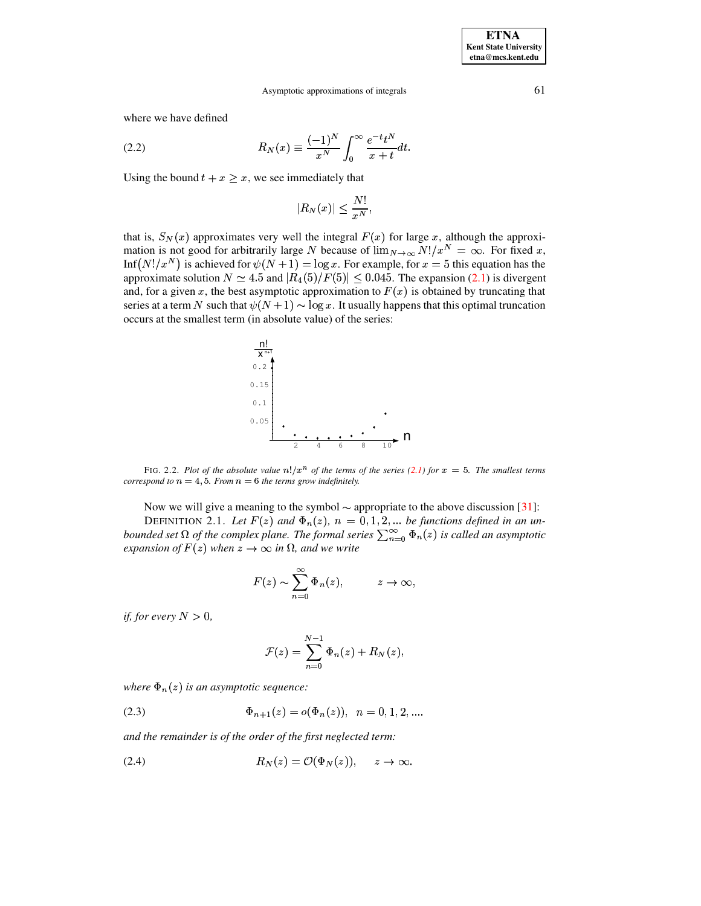where we have defined

$$R_N(x) \equiv \frac{(-1)^N}{x^N} \int_0^\infty \frac{e^{-t} t^N}{x+t} dt. \tag{2.2}$$

Using the bound $t + x \geq x$, we see immediately that

$$|R_N(x)| \leq \frac{N!}{x^N},$$

that is, $S_N(x)$ approximates very well the integral $F(x)$ for large $x$, although the approximation is not good for arbitrarily large $N$ because of $\lim_{N\to\infty} N!/x^N = \infty$. For fixed $x$, $\text{Inf}\big(N!/x^N\big)$ is achieved for $\psi(N+1) = \log x$. For example, for $x = 5$ this equation has the approximate solution $N \simeq 4.5$ and $|R_4(5)/F(5)| \leq 0.045$. The expansion (2.1) is divergent and, for a given $x$, the best asymptotic approximation to $F(x)$ is obtained by truncating that series at a term $N$ such that $\psi(N+1) \sim \log x$. It usually happens that this optimal truncation occurs at the smallest term (in absolute value) of the series:

FIG. 2.2. *Plot of the absolute value $n!/x^n$ of the terms of the series (2.1) for $x = 5$. The smallest terms correspond to $n = 4, 5$. From $n = 6$ the terms grow indefinitely.*

Now we will give a meaning to the symbol $\sim$ appropriate to the above discussion [31]:

DEFINITION 2.1. *Let $F(z)$ and $\Phi_n(z)$, $n = 0, 1, 2, ...$ be functions defined in an unbounded set $\Omega$ of the complex plane. The formal series $\sum_{n=0}^{\infty} \Phi_n(z)$ is called an asymptotic expansion of $F(z)$ when $z \to \infty$ in $\Omega$, and we write*

$$F(z) \sim \sum_{n=0}^{\infty} \Phi_n(z), \qquad z \to \infty,$$

*if, for every $N > 0$,*

$$\mathcal{F}(z) = \sum_{n=0}^{N-1} \Phi_n(z) + R_N(z),$$

*where $\Phi_n(z)$ is an asymptotic sequence:*

$$\Phi_{n+1}(z) = o(\Phi_n(z)), \quad n = 0, 1, 2, .... \tag{2.3}$$

*and the remainder is of the order of the first neglected term:*

$$R_N(z) = \mathcal{O}(\Phi_N(z)), \qquad z \to \infty. \tag{2.4}$$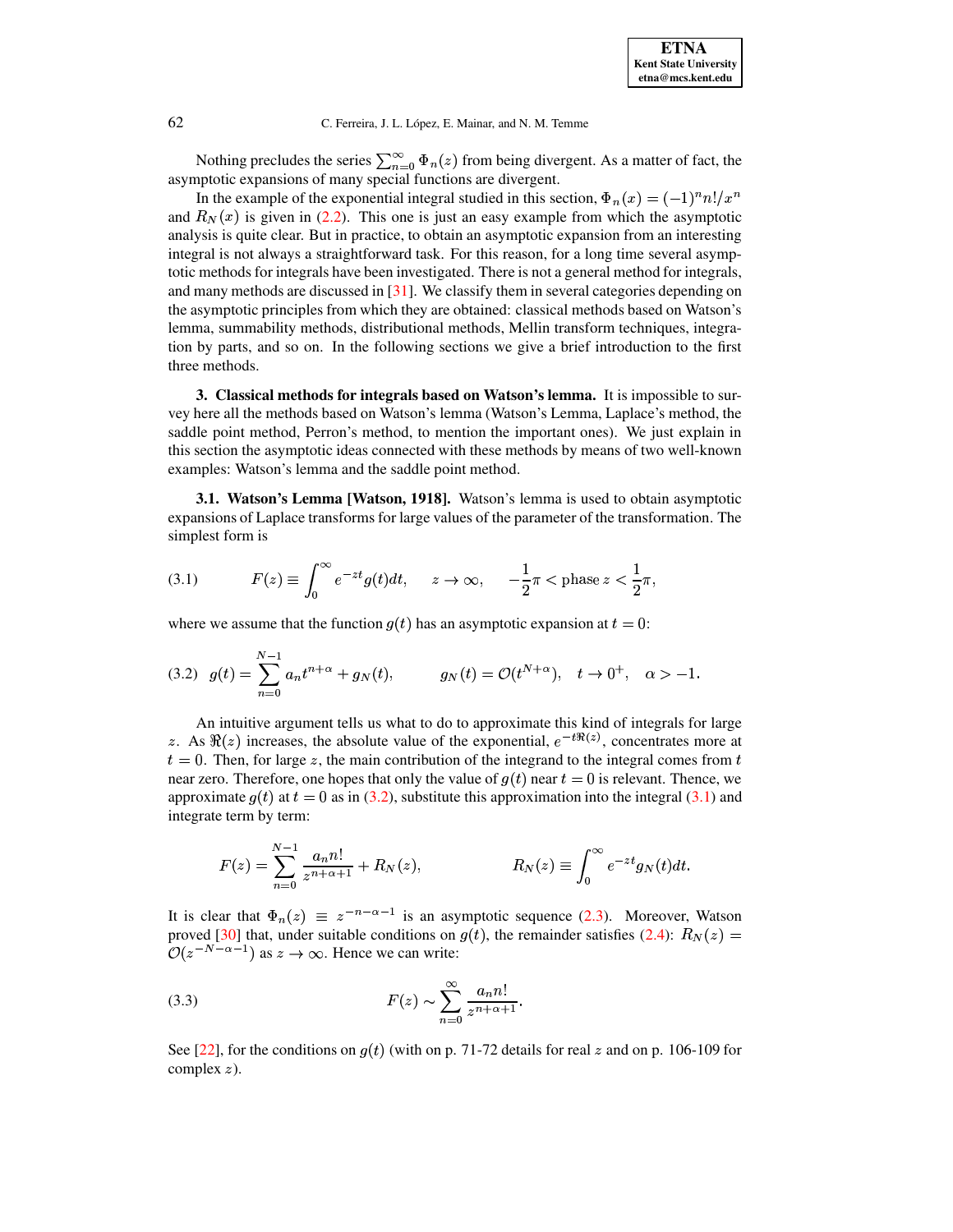Nothing precludes the series $\sum_{n=0}^{\infty} \Phi_n(z)$ from being divergent. As a matter of fact, the asymptotic expansions of many special functions are divergent.

In the example of the exponential integral studied in this section, $\Phi_n(x) = (-1)^n n!/x^n$ and $R_N(x)$ is given in (2.2). This one is just an easy example from which the asymptotic analysis is quite clear. But in practice, to obtain an asymptotic expansion from an interesting integral is not always a straightforward task. For this reason, for a long time several asymptotic methods for integrals have been investigated. There is not a general method for integrals, and many methods are discussed in [31]. We classify them in several categories depending on the asymptotic principles from which they are obtained: classical methods based on Watson's lemma, summability methods, distributional methods, Mellin transform techniques, integration by parts, and so on. In the following sections we give a brief introduction to the first three methods.

## 3. Classical methods for integrals based on Watson's lemma.

It is impossible to survey here all the methods based on Watson's lemma (Watson's Lemma, Laplace's method, the saddle point method, Perron's method, to mention the important ones). We just explain in this section the asymptotic ideas connected with these methods by means of two well-known examples: Watson's lemma and the saddle point method.

### 3.1. Watson's Lemma [Watson, 1918].

Watson's lemma is used to obtain asymptotic expansions of Laplace transforms for large values of the parameter of the transformation. The simplest form is

$$F(z) \equiv \int_0^\infty e^{-zt} g(t) dt, \quad z \to \infty, \quad -\frac{1}{2}\pi < \text{phase}\, z < \frac{1}{2}\pi, \tag{3.1}$$

where we assume that the function $g(t)$ has an asymptotic expansion at $t = 0$:

$$g(t) = \sum_{n=0}^{N-1} a_n t^{n+\alpha} + g_N(t), \qquad g_N(t) = \mathcal{O}(t^{N+\alpha}), \quad t \to 0^+, \quad \alpha > -1. \tag{3.2}$$

An intuitive argument tells us what to do to approximate this kind of integrals for large $z$. As $\Re(z)$ increases, the absolute value of the exponential, $e^{-t\Re(z)}$, concentrates more at $t = 0$. Then, for large $z$, the main contribution of the integrand to the integral comes from $t$ near zero. Therefore, one hopes that only the value of $g(t)$ near $t = 0$ is relevant. Thence, we approximate $g(t)$ at $t = 0$ as in (3.2), substitute this approximation into the integral (3.1) and integrate term by term:

$$F(z) = \sum_{n=0}^{N-1} \frac{a_n n!}{z^{n+\alpha+1}} + R_N(z), \qquad R_N(z) \equiv \int_0^\infty e^{-zt} g_N(t) dt.$$

It is clear that $\Phi_n(z) \equiv z^{-n-\alpha-1}$ is an asymptotic sequence (2.3). Moreover, Watson proved [30] that, under suitable conditions on $g(t)$, the remainder satisfies (2.4): $R_N(z) = \mathcal{O}(z^{-N-\alpha-1})$ as $z \to \infty$. Hence we can write:

$$F(z) \sim \sum_{n=0}^{\infty} \frac{a_n n!}{z^{n+\alpha+1}}. \tag{3.3}$$

See [22], for the conditions on $g(t)$ (with on p. 71-72 details for real $z$ and on p. 106-109 for complex $z$).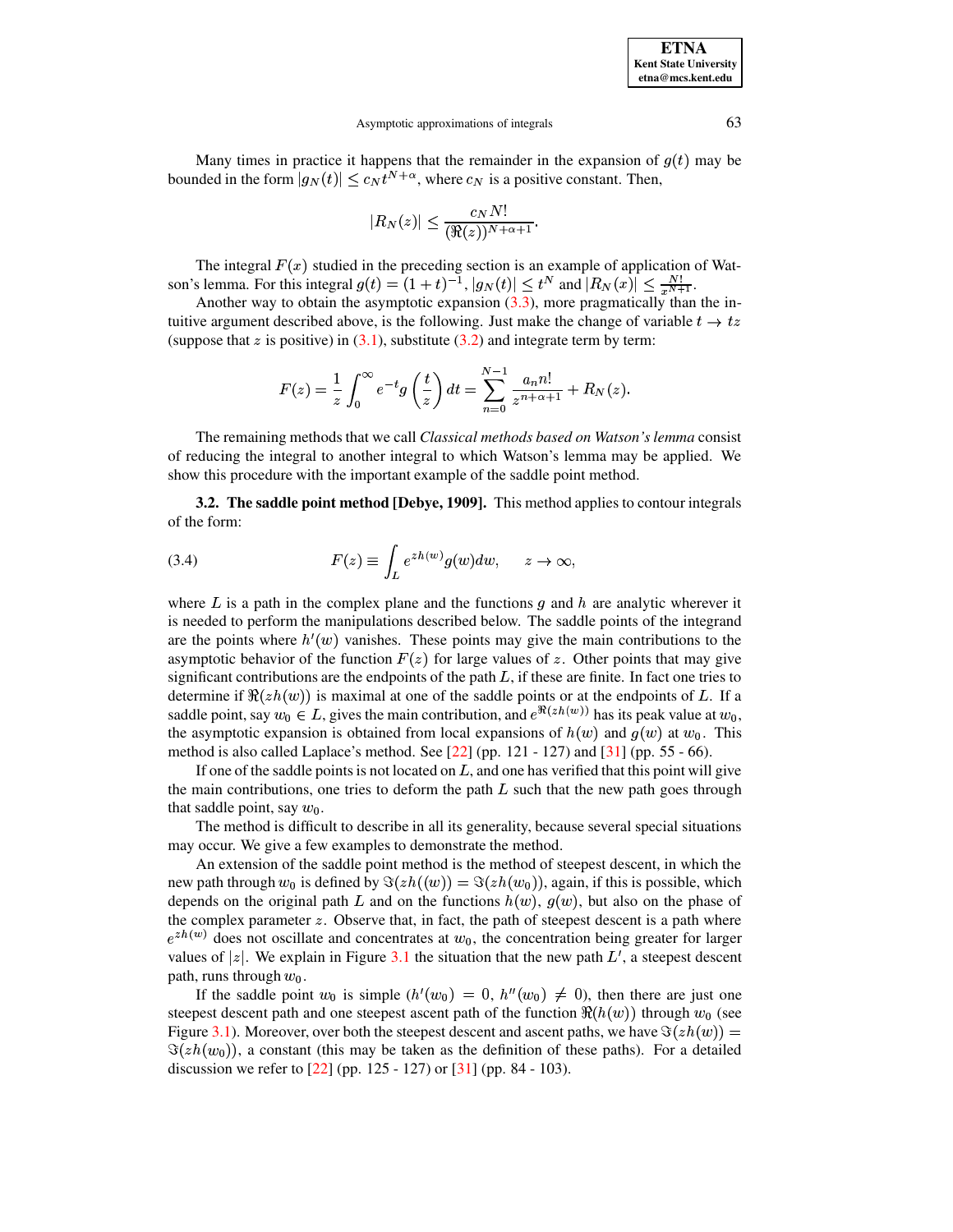Many times in practice it happens that the remainder in the expansion of $g(t)$ may be bounded in the form $|g_N(t)| \leq c_N t^{N+\alpha}$, where $c_N$ is a positive constant. Then,

$$|R_N(z)| \leq \frac{c_N N!}{(\Re(z))^{N+\alpha+1}}.$$

The integral $F(x)$ studied in the preceding section is an example of application of Watson's lemma. For this integral $g(t) = (1+t)^{-1}$, $|g_N(t)| \leq t^N$ and $|R_N(x)| \leq \frac{N!}{x^{N+1}}$.

Another way to obtain the asymptotic expansion (3.3), more pragmatically than the intuitive argument described above, is the following. Just make the change of variable $t \to tz$ (suppose that $z$ is positive) in (3.1), substitute (3.2) and integrate term by term:

$$F(z) = \frac{1}{z}\int_0^\infty e^{-t} g\left(\frac{t}{z}\right) dt = \sum_{n=0}^{N-1} \frac{a_n n!}{z^{n+\alpha+1}} + R_N(z).$$

The remaining methods that we call *Classical methods based on Watson's lemma* consist of reducing the integral to another integral to which Watson's lemma may be applied. We show this procedure with the important example of the saddle point method.

**3.2. The saddle point method [Debye, 1909].** This method applies to contour integrals of the form:

$$F(z) \equiv \int_L e^{zh(w)} g(w) dw, \qquad z \to \infty, \tag{3.4}$$

where $L$ is a path in the complex plane and the functions $g$ and $h$ are analytic wherever it is needed to perform the manipulations described below. The saddle points of the integrand are the points where $h'(w)$ vanishes. These points may give the main contributions to the asymptotic behavior of the function $F(z)$ for large values of $z$. Other points that may give significant contributions are the endpoints of the path $L$, if these are finite. In fact one tries to determine if $\Re(zh(w))$ is maximal at one of the saddle points or at the endpoints of $L$. If a saddle point, say $w_0 \in L$, gives the main contribution, and $e^{\Re(zh(w))}$ has its peak value at $w_0$, the asymptotic expansion is obtained from local expansions of $h(w)$ and $g(w)$ at $w_0$. This method is also called Laplace's method. See [22] (pp. 121 - 127) and [31] (pp. 55 - 66).

If one of the saddle points is not located on $L$, and one has verified that this point will give the main contributions, one tries to deform the path $L$ such that the new path goes through that saddle point, say $w_0$.

The method is difficult to describe in all its generality, because several special situations may occur. We give a few examples to demonstrate the method.

An extension of the saddle point method is the method of steepest descent, in which the new path through $w_0$ is defined by $\Im(zh((w)) = \Im(zh(w_0))$, again, if this is possible, which depends on the original path $L$ and on the functions $h(w)$, $g(w)$, but also on the phase of the complex parameter $z$. Observe that, in fact, the path of steepest descent is a path where $e^{zh(w)}$ does not oscillate and concentrates at $w_0$, the concentration being greater for larger values of $|z|$. We explain in Figure 3.1 the situation that the new path $L'$, a steepest descent path, runs through $w_0$.

If the saddle point $w_0$ is simple ($h'(w_0) = 0$, $h''(w_0) \neq 0$), then there are just one steepest descent path and one steepest ascent path of the function $\Re(h(w))$ through $w_0$ (see Figure 3.1). Moreover, over both the steepest descent and ascent paths, we have $\Im(zh(w)) = \Im(zh(w_0))$, a constant (this may be taken as the definition of these paths). For a detailed discussion we refer to [22] (pp. 125 - 127) or [31] (pp. 84 - 103).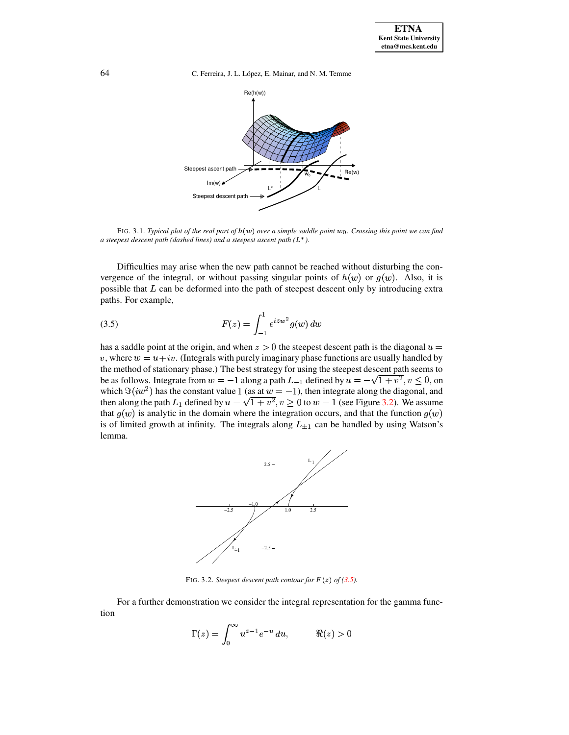FIG. 3.1. *Typical plot of the real part of $h(w)$ over a simple saddle point $w_0$. Crossing this point we can find a steepest descent path (dashed lines) and a steepest ascent path ($L^*$).*

Difficulties may arise when the new path cannot be reached without disturbing the convergence of the integral, or without passing singular points of $h(w)$ or $g(w)$. Also, it is possible that $L$ can be deformed into the path of steepest descent only by introducing extra paths. For example,

$$F(z) = \int_{-1}^{1} e^{izw^2} g(w)\, dw \tag{3.5}$$

has a saddle point at the origin, and when $z > 0$ the steepest descent path is the diagonal $u = v$, where $w = u + iv$. (Integrals with purely imaginary phase functions are usually handled by the method of stationary phase.) The best strategy for using the steepest descent path seems to be as follows. Integrate from $w = -1$ along a path $L_{-1}$ defined by $u = -\sqrt{1+v^2}, v \le 0$, on which $\Im(iw^2)$ has the constant value 1 (as at $w = -1$), then integrate along the diagonal, and then along the path $L_1$ defined by $u = \sqrt{1+v^2}, v \ge 0$ to $w = 1$ (see Figure 3.2). We assume that $g(w)$ is analytic in the domain where the integration occurs, and that the function $g(w)$ is of limited growth at infinity. The integrals along $L_{\pm 1}$ can be handled by using Watson's lemma.

FIG. 3.2. *Steepest descent path contour for $F(z)$ of (3.5).*

For a further demonstration we consider the integral representation for the gamma function

$$\Gamma(z) = \int_0^\infty u^{z-1} e^{-u}\, du, \qquad \Re(z) > 0$$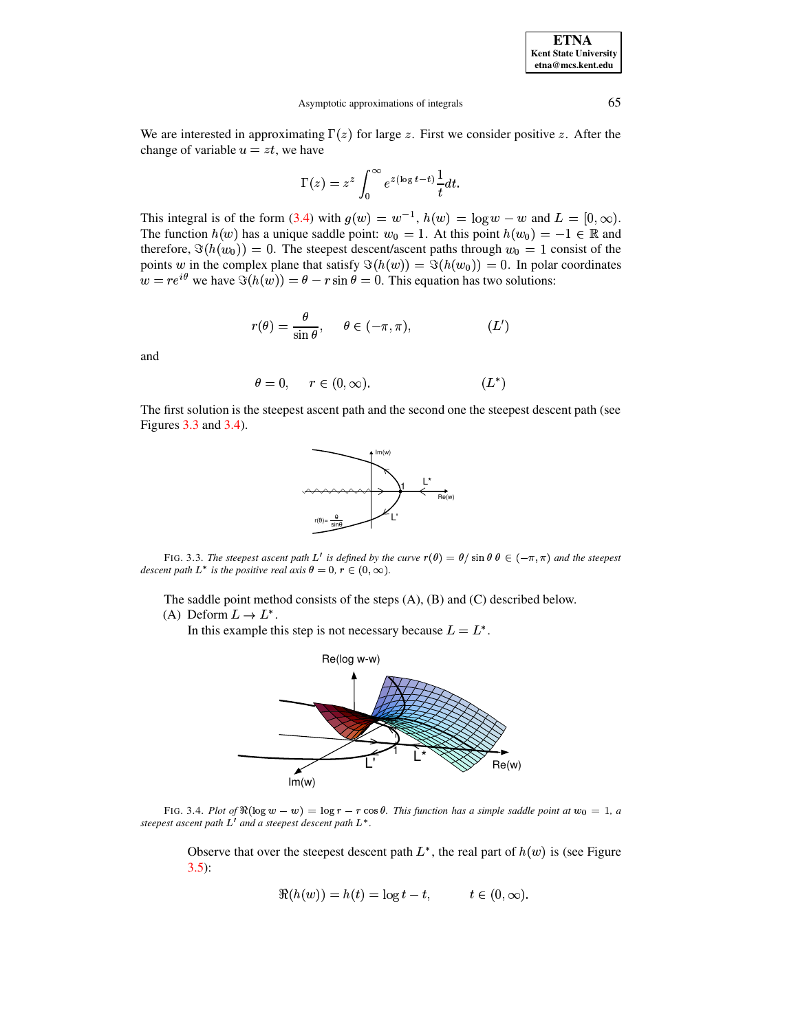We are interested in approximating $\Gamma(z)$ for large $z$. First we consider positive $z$. After the change of variable $u = zt$, we have

$$\Gamma(z) = z^z \int_0^\infty e^{z(\log t - t)} \frac{1}{t} dt.$$

This integral is of the form (3.4) with $g(w) = w^{-1}$, $h(w) = \log w - w$ and $L = [0, \infty)$. The function $h(w)$ has a unique saddle point: $w_0 = 1$. At this point $h(w_0) = -1 \in \mathbb{R}$ and therefore, $\Im(h(w_0)) = 0$. The steepest descent/ascent paths through $w_0 = 1$ consist of the points $w$ in the complex plane that satisfy $\Im(h(w)) = \Im(h(w_0)) = 0$. In polar coordinates $w = re^{i\theta}$ we have $\Im(h(w)) = \theta - r \sin\theta = 0$. This equation has two solutions:

$$r(\theta) = \frac{\theta}{\sin\theta}, \qquad \theta \in (-\pi, \pi), \qquad\qquad (L')$$

and

$$\theta = 0, \qquad r \in (0, \infty). \qquad\qquad (L^*)$$

The first solution is the steepest ascent path and the second one the steepest descent path (see Figures 3.3 and 3.4).

FIG. 3.3. *The steepest ascent path $L'$ is defined by the curve $r(\theta) = \theta/\sin\theta$ $\theta \in (-\pi, \pi)$ and the steepest descent path $L^*$ is the positive real axis $\theta = 0$, $r \in (0, \infty)$.*

The saddle point method consists of the steps (A), (B) and (C) described below.

(A) Deform $L \to L^*$.
In this example this step is not necessary because $L = L^*$.

FIG. 3.4. *Plot of $\Re(\log w - w) = \log r - r\cos\theta$. This function has a simple saddle point at $w_0 = 1$, a steepest ascent path $L'$ and a steepest descent path $L^*$.*

Observe that over the steepest descent path $L^*$, the real part of $h(w)$ is (see Figure 3.5):

$$\Re(h(w)) = h(t) = \log t - t, \qquad t \in (0, \infty).$$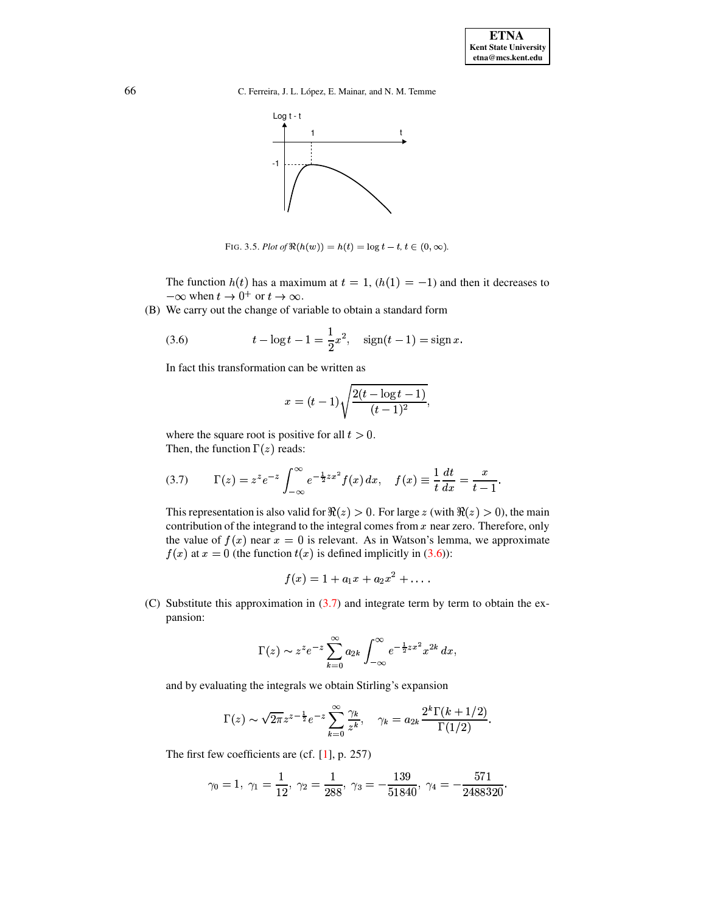FIG. 3.5. *Plot of* $\Re(h(w)) = h(t) = \log t - t$, $t \in (0, \infty)$.

The function $h(t)$ has a maximum at $t = 1$, ($h(1) = -1$) and then it decreases to $-\infty$ when $t \to 0^+$ or $t \to \infty$.

(B) We carry out the change of variable to obtain a standard form

$$t - \log t - 1 = \frac{1}{2}x^2, \quad \text{sign}(t-1) = \text{sign}\, x. \tag{3.6}$$

In fact this transformation can be written as

$$x = (t-1)\sqrt{\frac{2(t - \log t - 1)}{(t-1)^2}},$$

where the square root is positive for all $t > 0$.

Then, the function $\Gamma(z)$ reads:

$$\Gamma(z) = z^z e^{-z} \int_{-\infty}^{\infty} e^{-\frac{1}{2}zx^2} f(x)\, dx, \quad f(x) \equiv \frac{1}{t}\frac{dt}{dx} = \frac{x}{t-1}. \tag{3.7}$$

This representation is also valid for $\Re(z) > 0$. For large $z$ (with $\Re(z) > 0$), the main contribution of the integrand to the integral comes from $x$ near zero. Therefore, only the value of $f(x)$ near $x = 0$ is relevant. As in Watson's lemma, we approximate $f(x)$ at $x = 0$ (the function $t(x)$ is defined implicitly in (3.6)):

$$f(x) = 1 + a_1 x + a_2 x^2 + \dots.$$

(C) Substitute this approximation in (3.7) and integrate term by term to obtain the expansion:

$$\Gamma(z) \sim z^z e^{-z} \sum_{k=0}^{\infty} a_{2k} \int_{-\infty}^{\infty} e^{-\frac{1}{2}zx^2} x^{2k}\, dx,$$

and by evaluating the integrals we obtain Stirling's expansion

$$\Gamma(z) \sim \sqrt{2\pi} z^{z-\frac{1}{2}} e^{-z} \sum_{k=0}^{\infty} \frac{\gamma_k}{z^k}, \quad \gamma_k = a_{2k} \frac{2^k \Gamma(k+1/2)}{\Gamma(1/2)}.$$

The first few coefficients are (cf. [1], p. 257)

$$\gamma_0 = 1,\ \gamma_1 = \frac{1}{12},\ \gamma_2 = \frac{1}{288},\ \gamma_3 = -\frac{139}{51840},\ \gamma_4 = -\frac{571}{2488320}.$$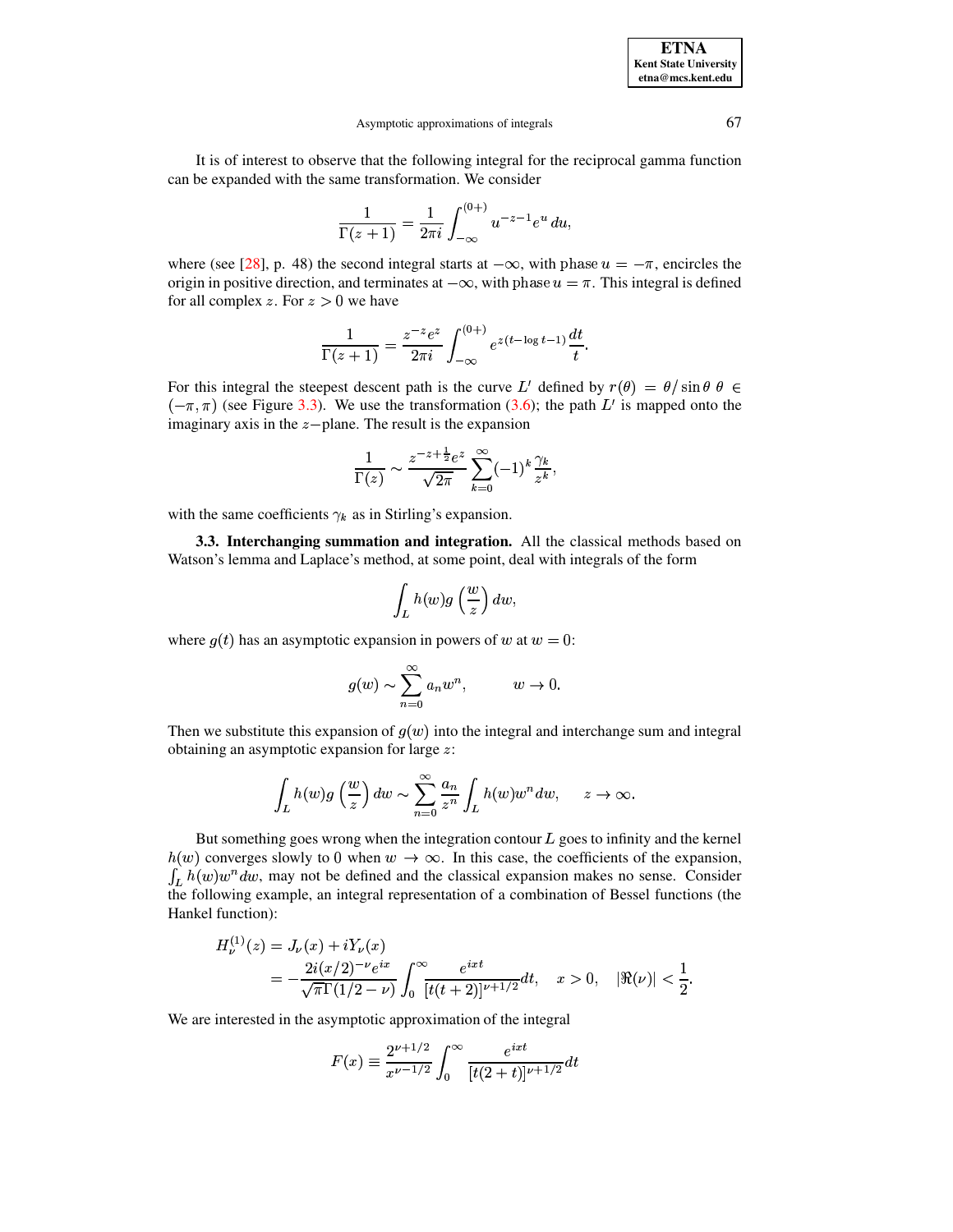It is of interest to observe that the following integral for the reciprocal gamma function can be expanded with the same transformation. We consider

$$\frac{1}{\Gamma(z+1)} = \frac{1}{2\pi i}\int_{-\infty}^{(0+)} u^{-z-1}e^{u}\,du,$$

where (see [28], p. 48) the second integral starts at $-\infty$, with phase $u = -\pi$, encircles the origin in positive direction, and terminates at $-\infty$, with phase $u = \pi$. This integral is defined for all complex $z$. For $z > 0$ we have

$$\frac{1}{\Gamma(z+1)} = \frac{z^{-z}e^{z}}{2\pi i}\int_{-\infty}^{(0+)} e^{z(t-\log t-1)}\frac{dt}{t}.$$

For this integral the steepest descent path is the curve $L'$ defined by $r(\theta) = \theta/\sin\theta$ $\theta \in (-\pi,\pi)$ (see Figure 3.3). We use the transformation (3.6); the path $L'$ is mapped onto the imaginary axis in the $z-$plane. The result is the expansion

$$\frac{1}{\Gamma(z)} \sim \frac{z^{-z+\frac{1}{2}}e^{z}}{\sqrt{2\pi}}\sum_{k=0}^{\infty}(-1)^k\frac{\gamma_k}{z^k},$$

with the same coefficients $\gamma_k$ as in Stirling's expansion.

**3.3. Interchanging summation and integration.** All the classical methods based on Watson's lemma and Laplace's method, at some point, deal with integrals of the form

$$\int_L h(w)g\left(\frac{w}{z}\right)dw,$$

where $g(t)$ has an asymptotic expansion in powers of $w$ at $w = 0$:

$$g(w) \sim \sum_{n=0}^{\infty} a_n w^n, \qquad w \to 0.$$

Then we substitute this expansion of $g(w)$ into the integral and interchange sum and integral obtaining an asymptotic expansion for large $z$:

$$\int_L h(w)g\left(\frac{w}{z}\right)dw \sim \sum_{n=0}^{\infty}\frac{a_n}{z^n}\int_L h(w)w^n\,dw, \qquad z \to \infty.$$

But something goes wrong when the integration contour $L$ goes to infinity and the kernel $h(w)$ converges slowly to 0 when $w \to \infty$. In this case, the coefficients of the expansion, $\int_L h(w)w^n dw$, may not be defined and the classical expansion makes no sense. Consider the following example, an integral representation of a combination of Bessel functions (the Hankel function):

$$\begin{aligned} H_\nu^{(1)}(z) &= J_\nu(x) + iY_\nu(x) \\ &= -\frac{2i(x/2)^{-\nu}e^{ix}}{\sqrt{\pi}\Gamma(1/2-\nu)}\int_0^\infty \frac{e^{ixt}}{[t(t+2)]^{\nu+1/2}}dt, \quad x > 0, \quad |\Re(\nu)| < \frac{1}{2}. \end{aligned}$$

We are interested in the asymptotic approximation of the integral

$$F(x) \equiv \frac{2^{\nu+1/2}}{x^{\nu-1/2}}\int_0^\infty \frac{e^{ixt}}{[t(2+t)]^{\nu+1/2}}dt$$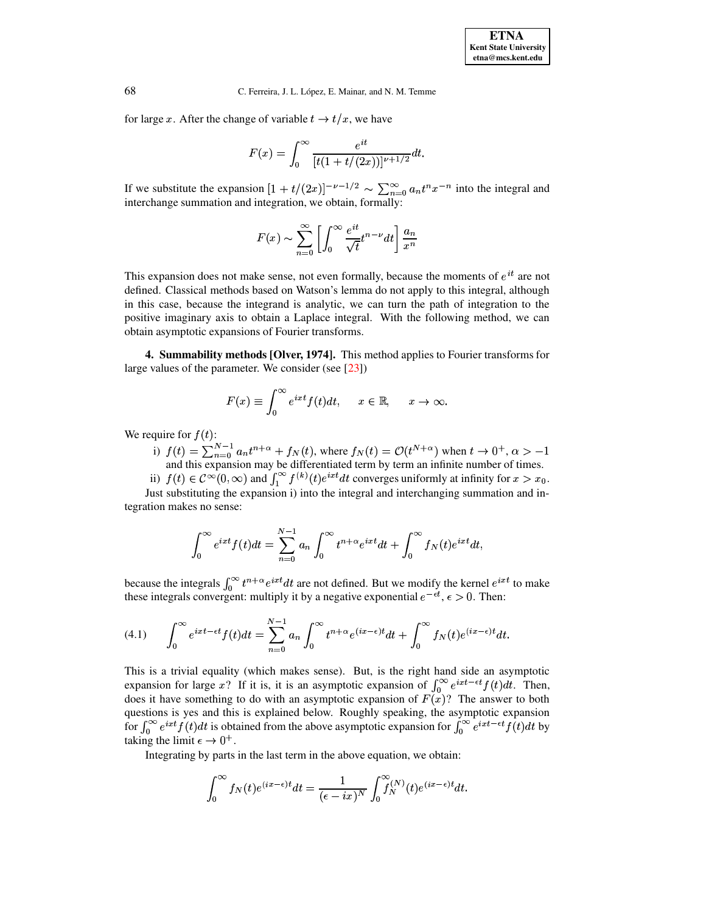for large $x$. After the change of variable $t \to t/x$, we have

$$F(x) = \int_0^\infty \frac{e^{it}}{[t(1+t/(2x))]^{\nu+1/2}} dt.$$

If we substitute the expansion $[1+t/(2x)]^{-\nu-1/2} \sim \sum_{n=0}^\infty a_n t^n x^{-n}$ into the integral and interchange summation and integration, we obtain, formally:

$$F(x) \sim \sum_{n=0}^\infty \left[ \int_0^\infty \frac{e^{it}}{\sqrt{t}} t^{n-\nu} dt \right] \frac{a_n}{x^n}$$

This expansion does not make sense, not even formally, because the moments of $e^{it}$ are not defined. Classical methods based on Watson's lemma do not apply to this integral, although in this case, because the integrand is analytic, we can turn the path of integration to the positive imaginary axis to obtain a Laplace integral. With the following method, we can obtain asymptotic expansions of Fourier transforms.

**4. Summability methods [Olver, 1974].** This method applies to Fourier transforms for large values of the parameter. We consider (see [23])

$$F(x) \equiv \int_0^\infty e^{ixt} f(t) dt, \qquad x \in \mathbb{R}, \qquad x \to \infty.$$

We require for $f(t)$:

i) $f(t) = \sum_{n=0}^{N-1} a_n t^{n+\alpha} + f_N(t)$, where $f_N(t) = \mathcal{O}(t^{N+\alpha})$ when $t \to 0^+$, $\alpha > -1$ and this expansion may be differentiated term by term an infinite number of times.

ii) $f(t) \in \mathcal{C}^\infty(0,\infty)$ and $\int_1^\infty f^{(k)}(t) e^{ixt} dt$ converges uniformly at infinity for $x > x_0$.

Just substituting the expansion i) into the integral and interchanging summation and integration makes no sense:

$$\int_0^\infty e^{ixt} f(t) dt = \sum_{n=0}^{N-1} a_n \int_0^\infty t^{n+\alpha} e^{ixt} dt + \int_0^\infty f_N(t) e^{ixt} dt,$$

because the integrals $\int_0^\infty t^{n+\alpha} e^{ixt} dt$ are not defined. But we modify the kernel $e^{ixt}$ to make these integrals convergent: multiply it by a negative exponential $e^{-\epsilon t}$, $\epsilon > 0$. Then:

$$\int_0^\infty e^{ixt-\epsilon t} f(t) dt = \sum_{n=0}^{N-1} a_n \int_0^\infty t^{n+\alpha} e^{(ix-\epsilon)t} dt + \int_0^\infty f_N(t) e^{(ix-\epsilon)t} dt. \tag{4.1}$$

This is a trivial equality (which makes sense). But, is the right hand side an asymptotic expansion for large $x$? If it is, it is an asymptotic expansion of $\int_0^\infty e^{ixt-\epsilon t} f(t) dt$. Then, does it have something to do with an asymptotic expansion of $F(x)$? The answer to both questions is yes and this is explained below. Roughly speaking, the asymptotic expansion for $\int_0^\infty e^{ixt} f(t) dt$ is obtained from the above asymptotic expansion for $\int_0^\infty e^{ixt-\epsilon t} f(t) dt$ by taking the limit $\epsilon \to 0^+$.

Integrating by parts in the last term in the above equation, we obtain:

$$\int_0^\infty f_N(t) e^{(ix-\epsilon)t} dt = \frac{1}{(\epsilon - ix)^N} \int_0^\infty f_N^{(N)}(t) e^{(ix-\epsilon)t} dt.$$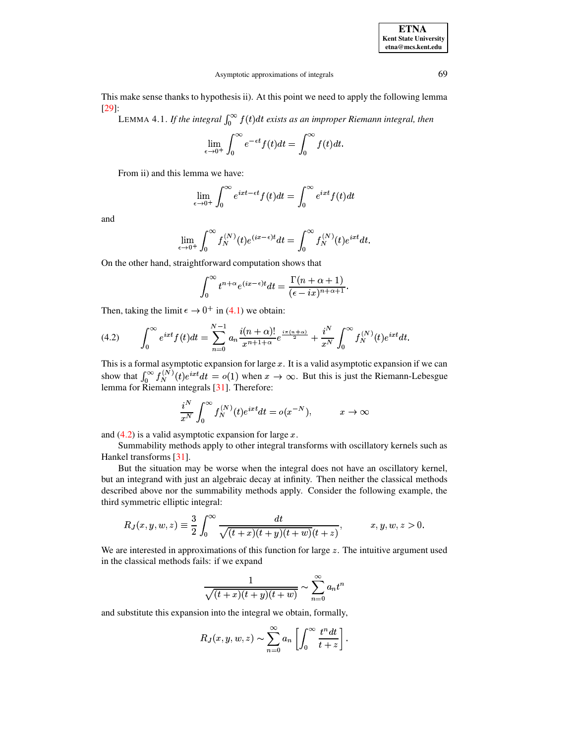This make sense thanks to hypothesis ii). At this point we need to apply the following lemma [29]:

LEMMA 4.1. *If the integral $\int_0^\infty f(t)dt$ exists as an improper Riemann integral, then*

$$\lim_{\epsilon\to 0^+}\int_0^\infty e^{-\epsilon t}f(t)dt=\int_0^\infty f(t)dt.$$

From ii) and this lemma we have:

$$\lim_{\epsilon\to 0^+}\int_0^\infty e^{ixt-\epsilon t}f(t)dt=\int_0^\infty e^{ixt}f(t)dt$$

and

$$\lim_{\epsilon\to 0^+}\int_0^\infty f_N^{(N)}(t)e^{(ix-\epsilon)t}dt=\int_0^\infty f_N^{(N)}(t)e^{ixt}dt.$$

On the other hand, straightforward computation shows that

$$\int_0^\infty t^{n+\alpha}e^{(ix-\epsilon)t}dt=\frac{\Gamma(n+\alpha+1)}{(\epsilon-ix)^{n+\alpha+1}}.$$

Then, taking the limit $\epsilon\to 0^+$ in (4.1) we obtain:

$$\int_0^\infty e^{ixt}f(t)dt=\sum_{n=0}^{N-1}a_n\frac{i(n+\alpha)!}{x^{n+1+\alpha}}e^{\frac{i\pi(n+\alpha)}{2}}+\frac{i^N}{x^N}\int_0^\infty f_N^{(N)}(t)e^{ixt}dt. \tag{4.2}$$

This is a formal asymptotic expansion for large $x$. It is a valid asymptotic expansion if we can show that $\int_0^\infty f_N^{(N)}(t)e^{ixt}dt=o(1)$ when $x\to\infty$. But this is just the Riemann-Lebesgue lemma for Riemann integrals [31]. Therefore:

$$\frac{i^N}{x^N}\int_0^\infty f_N^{(N)}(t)e^{ixt}dt=o(x^{-N}),\qquad\qquad x\to\infty$$

and (4.2) is a valid asymptotic expansion for large $x$.

Summability methods apply to other integral transforms with oscillatory kernels such as Hankel transforms [31].

But the situation may be worse when the integral does not have an oscillatory kernel, but an integrand with just an algebraic decay at infinity. Then neither the classical methods described above nor the summability methods apply. Consider the following example, the third symmetric elliptic integral:

$$R_J(x,y,w,z)\equiv\frac{3}{2}\int_0^\infty\frac{dt}{\sqrt{(t+x)(t+y)(t+w)}(t+z)},\qquad\qquad x,y,w,z>0.$$

We are interested in approximations of this function for large $z$. The intuitive argument used in the classical methods fails: if we expand

$$\frac{1}{\sqrt{(t+x)(t+y)(t+w)}}\sim\sum_{n=0}^\infty a_nt^n$$

and substitute this expansion into the integral we obtain, formally,

$$R_J(x,y,w,z)\sim\sum_{n=0}^\infty a_n\left[\int_0^\infty\frac{t^ndt}{t+z}\right].$$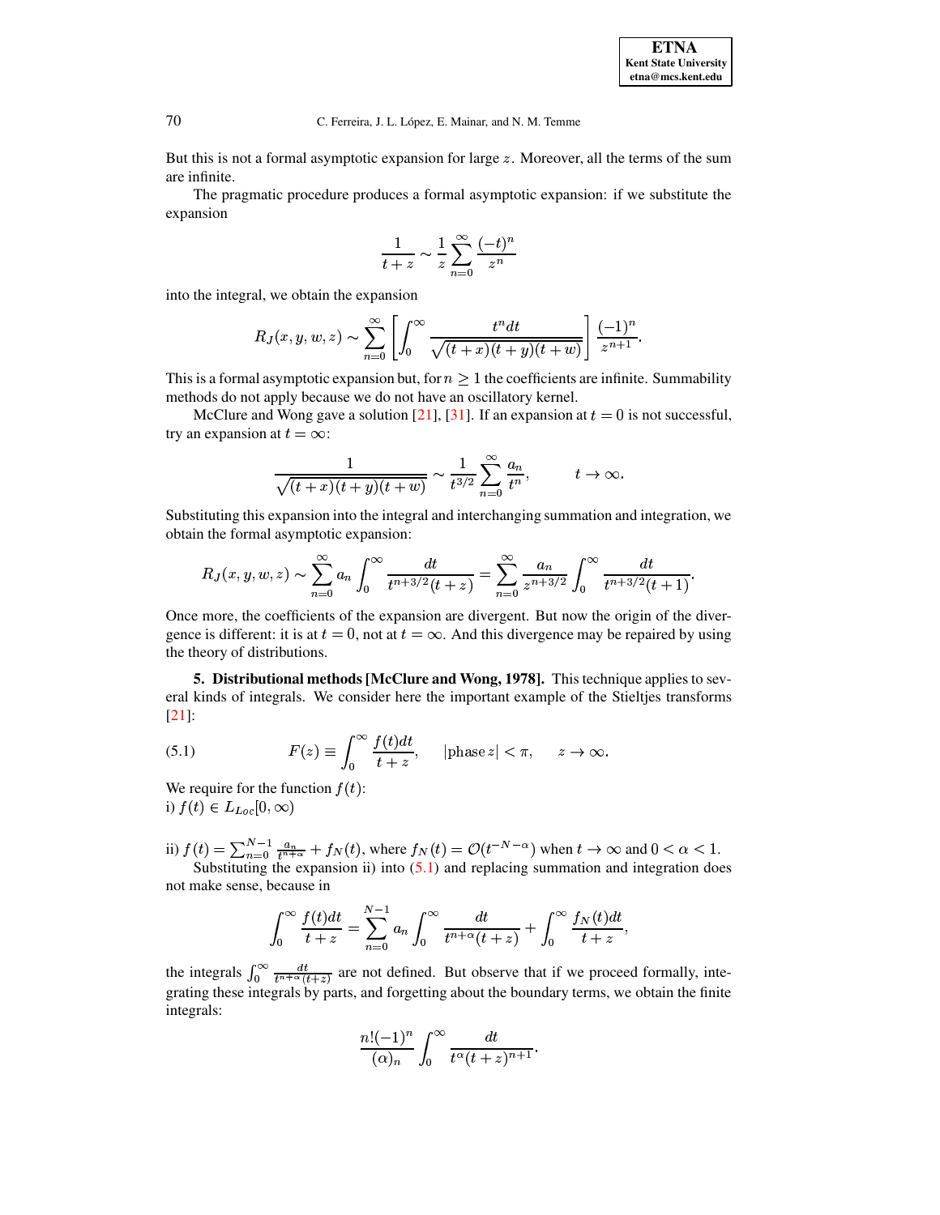But this is not a formal asymptotic expansion for large $z$. Moreover, all the terms of the sum are infinite.

The pragmatic procedure produces a formal asymptotic expansion: if we substitute the expansion

$$\frac{1}{t+z} \sim \frac{1}{z}\sum_{n=0}^{\infty}\frac{(-t)^n}{z^n}$$

into the integral, we obtain the expansion

$$R_J(x,y,w,z) \sim \sum_{n=0}^{\infty}\left[\int_0^{\infty}\frac{t^n dt}{\sqrt{(t+x)(t+y)(t+w)}}\right]\frac{(-1)^n}{z^{n+1}}.$$

This is a formal asymptotic expansion but, for $n \geq 1$ the coefficients are infinite. Summability methods do not apply because we do not have an oscillatory kernel.

McClure and Wong gave a solution [21], [31]. If an expansion at $t=0$ is not successful, try an expansion at $t=\infty$:

$$\frac{1}{\sqrt{(t+x)(t+y)(t+w)}} \sim \frac{1}{t^{3/2}}\sum_{n=0}^{\infty}\frac{a_n}{t^n}, \qquad t \to \infty.$$

Substituting this expansion into the integral and interchanging summation and integration, we obtain the formal asymptotic expansion:

$$R_J(x,y,w,z) \sim \sum_{n=0}^{\infty} a_n \int_0^{\infty}\frac{dt}{t^{n+3/2}(t+z)} = \sum_{n=0}^{\infty}\frac{a_n}{z^{n+3/2}}\int_0^{\infty}\frac{dt}{t^{n+3/2}(t+1)}.$$

Once more, the coefficients of the expansion are divergent. But now the origin of the divergence is different: it is at $t=0$, not at $t=\infty$. And this divergence may be repaired by using the theory of distributions.

**5. Distributional methods [McClure and Wong, 1978].** This technique applies to several kinds of integrals. We consider here the important example of the Stieltjes transforms [21]:

$$F(z) \equiv \int_0^{\infty}\frac{f(t)dt}{t+z}, \qquad |\text{phase}\, z| < \pi, \qquad z \to \infty. \tag{5.1}$$

We require for the function $f(t)$:
i) $f(t) \in L_{Loc}[0,\infty)$

ii) $f(t) = \sum_{n=0}^{N-1}\frac{a_n}{t^{n+\alpha}} + f_N(t)$, where $f_N(t) = \mathcal{O}(t^{-N-\alpha})$ when $t \to \infty$ and $0 < \alpha < 1$.

Substituting the expansion ii) into (5.1) and replacing summation and integration does not make sense, because in

$$\int_0^{\infty}\frac{f(t)dt}{t+z} = \sum_{n=0}^{N-1} a_n \int_0^{\infty}\frac{dt}{t^{n+\alpha}(t+z)} + \int_0^{\infty}\frac{f_N(t)dt}{t+z},$$

the integrals $\int_0^{\infty}\frac{dt}{t^{n+\alpha}(t+z)}$ are not defined. But observe that if we proceed formally, integrating these integrals by parts, and forgetting about the boundary terms, we obtain the finite integrals:

$$\frac{n!(-1)^n}{(\alpha)_n}\int_0^{\infty}\frac{dt}{t^{\alpha}(t+z)^{n+1}}.$$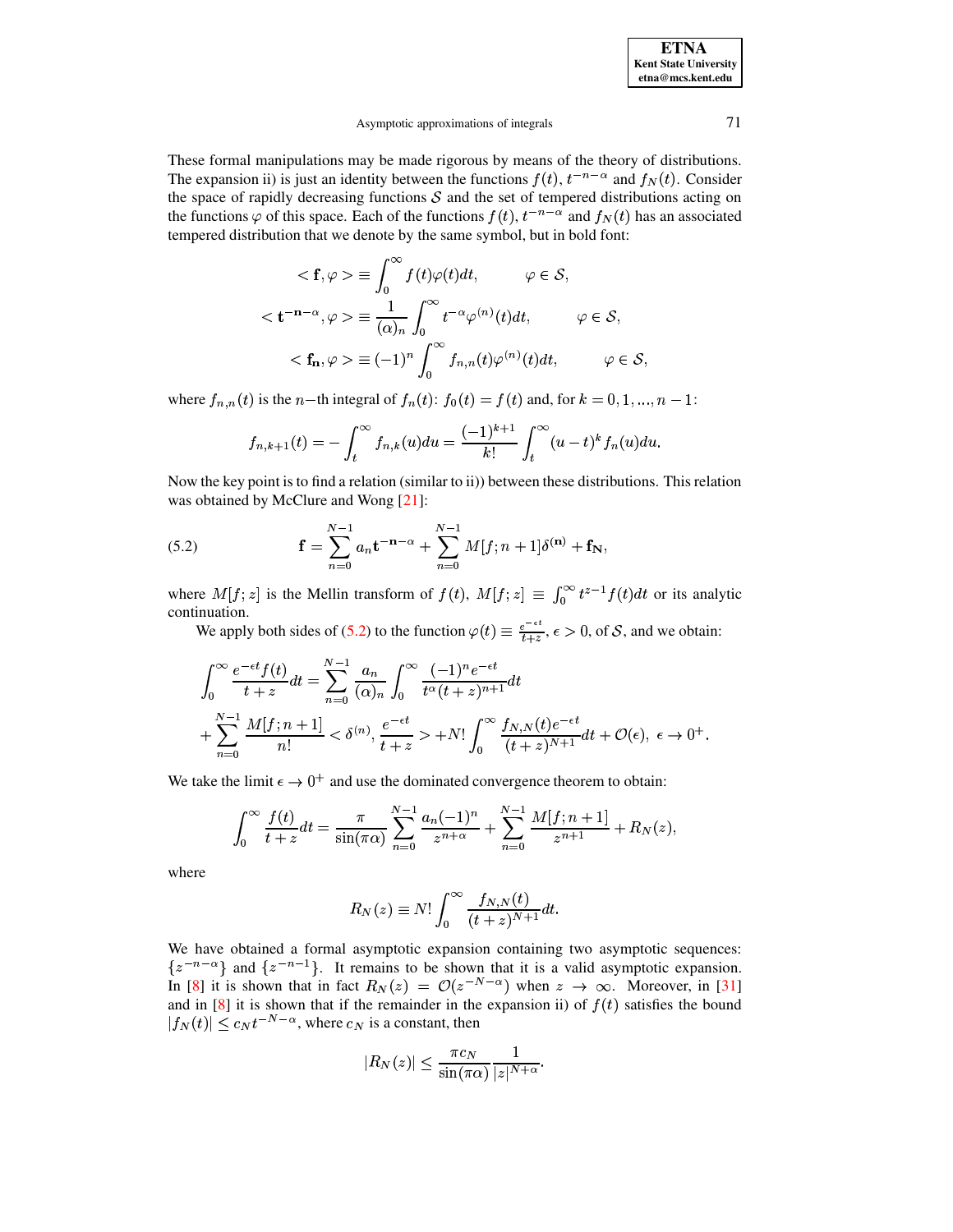These formal manipulations may be made rigorous by means of the theory of distributions. The expansion ii) is just an identity between the functions $f(t)$, $t^{-n-\alpha}$ and $f_N(t)$. Consider the space of rapidly decreasing functions $\mathcal{S}$ and the set of tempered distributions acting on the functions $\varphi$ of this space. Each of the functions $f(t)$, $t^{-n-\alpha}$ and $f_N(t)$ has an associated tempered distribution that we denote by the same symbol, but in bold font:

$$
\begin{aligned}
<\mathbf{f}, \varphi> &\equiv \int_0^\infty f(t)\varphi(t)dt, \qquad \varphi \in \mathcal{S}, \\
<\mathbf{t^{-n-\alpha}}, \varphi> &\equiv \frac{1}{(\alpha)_n}\int_0^\infty t^{-\alpha}\varphi^{(n)}(t)dt, \qquad \varphi \in \mathcal{S}, \\
<\mathbf{f_n}, \varphi> &\equiv (-1)^n \int_0^\infty f_{n,n}(t)\varphi^{(n)}(t)dt, \qquad \varphi \in \mathcal{S},
\end{aligned}
$$

where $f_{n,n}(t)$ is the $n-$th integral of $f_n(t)$: $f_0(t) = f(t)$ and, for $k = 0, 1, ..., n-1$:

$$
f_{n,k+1}(t) = -\int_t^\infty f_{n,k}(u)du = \frac{(-1)^{k+1}}{k!}\int_t^\infty (u-t)^k f_n(u)du.
$$

Now the key point is to find a relation (similar to ii)) between these distributions. This relation was obtained by McClure and Wong [21]:

$$
\mathbf{f} = \sum_{n=0}^{N-1} a_n \mathbf{t^{-n-\alpha}} + \sum_{n=0}^{N-1} M[f; n+1]\delta^{(\mathbf{n})} + \mathbf{f_N}, \tag{5.2}
$$

where $M[f;z]$ is the Mellin transform of $f(t)$, $M[f;z] \equiv \int_0^\infty t^{z-1}f(t)dt$ or its analytic continuation.

We apply both sides of (5.2) to the function $\varphi(t) \equiv \frac{e^{-\epsilon t}}{t+z}$, $\epsilon > 0$, of $\mathcal{S}$, and we obtain:

$$
\begin{aligned}
&\int_0^\infty \frac{e^{-\epsilon t} f(t)}{t+z}dt = \sum_{n=0}^{N-1} \frac{a_n}{(\alpha)_n}\int_0^\infty \frac{(-1)^n e^{-\epsilon t}}{t^\alpha (t+z)^{n+1}}dt \\
&+ \sum_{n=0}^{N-1} \frac{M[f;n+1]}{n!} < \delta^{(n)}, \frac{e^{-\epsilon t}}{t+z} > + N!\int_0^\infty \frac{f_{N,N}(t)e^{-\epsilon t}}{(t+z)^{N+1}}dt + \mathcal{O}(\epsilon), \ \epsilon \to 0^+.
\end{aligned}
$$

We take the limit $\epsilon \to 0^+$ and use the dominated convergence theorem to obtain:

$$
\int_0^\infty \frac{f(t)}{t+z}dt = \frac{\pi}{\sin(\pi\alpha)}\sum_{n=0}^{N-1}\frac{a_n(-1)^n}{z^{n+\alpha}} + \sum_{n=0}^{N-1}\frac{M[f;n+1]}{z^{n+1}} + R_N(z),
$$

where

$$
R_N(z) \equiv N!\int_0^\infty \frac{f_{N,N}(t)}{(t+z)^{N+1}}dt.
$$

We have obtained a formal asymptotic expansion containing two asymptotic sequences: $\{z^{-n-\alpha}\}$ and $\{z^{-n-1}\}$. It remains to be shown that it is a valid asymptotic expansion. In [8] it is shown that in fact $R_N(z) = \mathcal{O}(z^{-N-\alpha})$ when $z \to \infty$. Moreover, in [31] and in [8] it is shown that if the remainder in the expansion ii) of $f(t)$ satisfies the bound $|f_N(t)| \leq c_N t^{-N-\alpha}$, where $c_N$ is a constant, then

$$
|R_N(z)| \leq \frac{\pi c_N}{\sin(\pi\alpha)}\frac{1}{|z|^{N+\alpha}}.
$$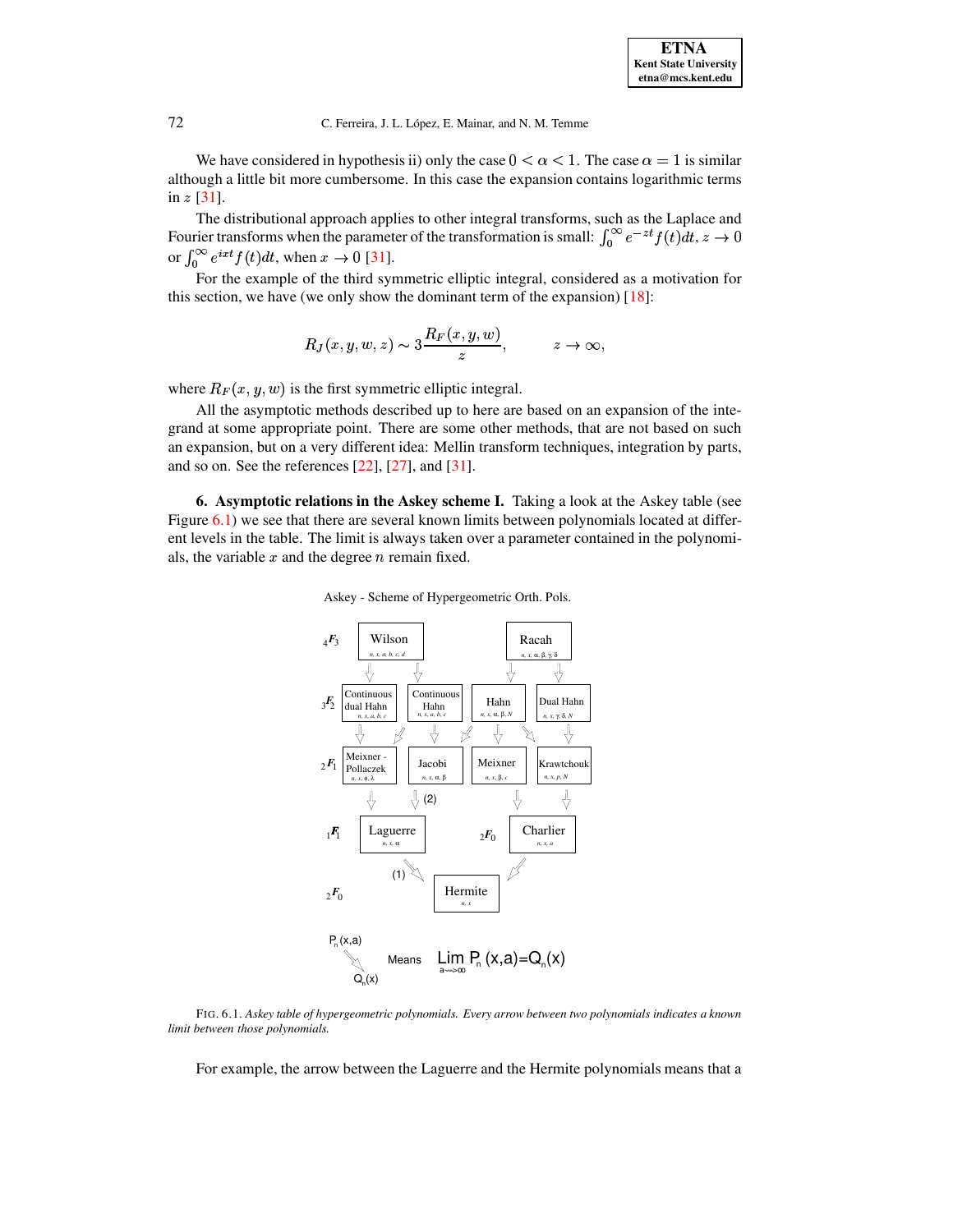We have considered in hypothesis ii) only the case $0 < \alpha < 1$. The case $\alpha = 1$ is similar although a little bit more cumbersome. In this case the expansion contains logarithmic terms in $z$ [31].

The distributional approach applies to other integral transforms, such as the Laplace and Fourier transforms when the parameter of the transformation is small: $\int_0^\infty e^{-zt} f(t)dt$, $z \to 0$ or $\int_0^\infty e^{ixt} f(t)dt$, when $x \to 0$ [31].

For the example of the third symmetric elliptic integral, considered as a motivation for this section, we have (we only show the dominant term of the expansion) [18]:

$$R_J(x, y, w, z) \sim 3\frac{R_F(x, y, w)}{z}, \qquad z \to \infty,$$

where $R_F(x, y, w)$ is the first symmetric elliptic integral.

All the asymptotic methods described up to here are based on an expansion of the integrand at some appropriate point. There are some other methods, that are not based on such an expansion, but on a very different idea: Mellin transform techniques, integration by parts, and so on. See the references [22], [27], and [31].

**6. Asymptotic relations in the Askey scheme I.** Taking a look at the Askey table (see Figure 6.1) we see that there are several known limits between polynomials located at different levels in the table. The limit is always taken over a parameter contained in the polynomials, the variable $x$ and the degree $n$ remain fixed.

Askey - Scheme of Hypergeometric Orth. Pols.

FIG. 6.1. *Askey table of hypergeometric polynomials. Every arrow between two polynomials indicates a known limit between those polynomials.*

For example, the arrow between the Laguerre and the Hermite polynomials means that a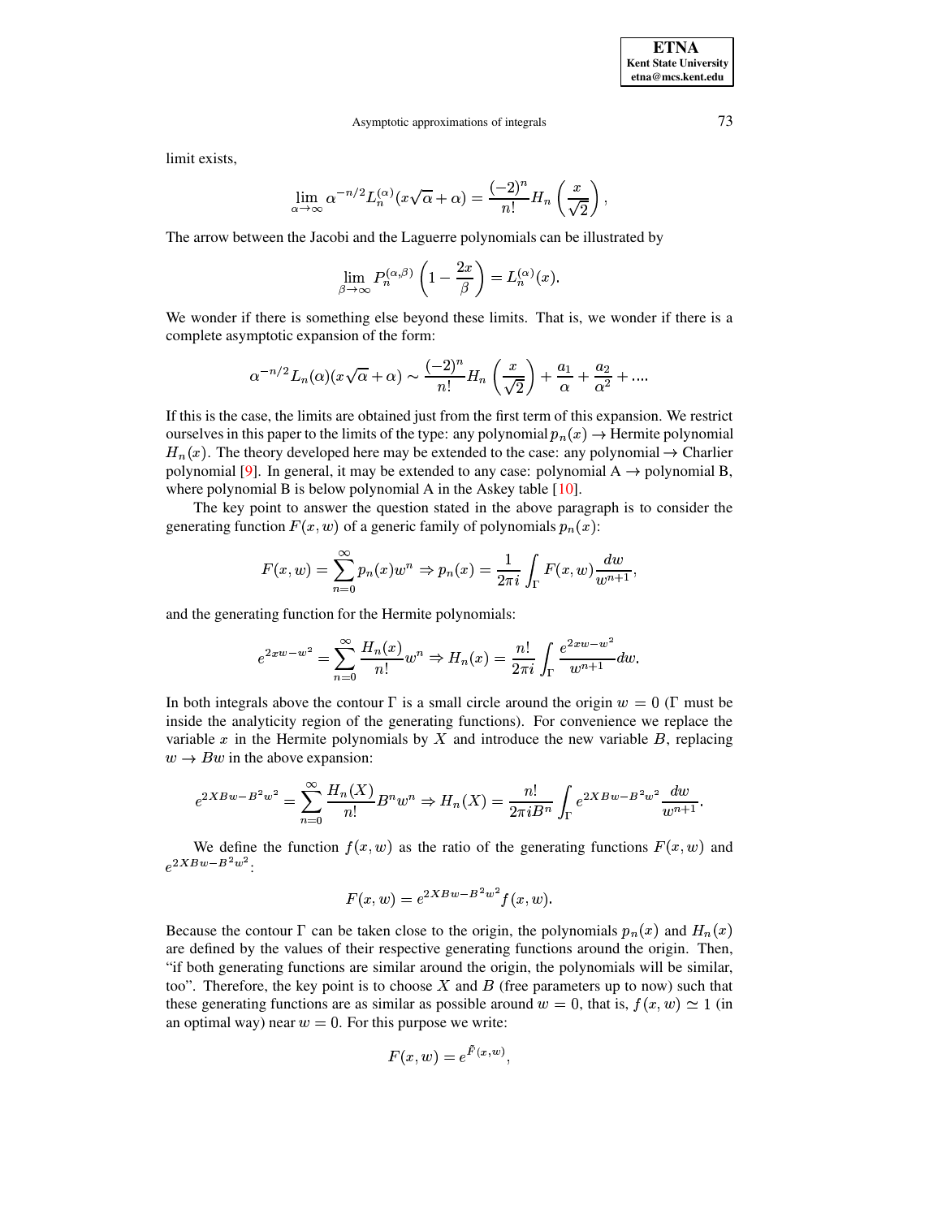limit exists,

$$\lim_{\alpha\to\infty} \alpha^{-n/2} L_n^{(\alpha)}(x\sqrt{\alpha}+\alpha) = \frac{(-2)^n}{n!} H_n\left(\frac{x}{\sqrt{2}}\right),$$

The arrow between the Jacobi and the Laguerre polynomials can be illustrated by

$$\lim_{\beta\to\infty} P_n^{(\alpha,\beta)}\left(1-\frac{2x}{\beta}\right) = L_n^{(\alpha)}(x).$$

We wonder if there is something else beyond these limits. That is, we wonder if there is a complete asymptotic expansion of the form:

$$\alpha^{-n/2} L_n(\alpha)(x\sqrt{\alpha}+\alpha) \sim \frac{(-2)^n}{n!} H_n\left(\frac{x}{\sqrt{2}}\right) + \frac{a_1}{\alpha} + \frac{a_2}{\alpha^2} + \ldots.$$

If this is the case, the limits are obtained just from the first term of this expansion. We restrict ourselves in this paper to the limits of the type: any polynomial $p_n(x) \to$ Hermite polynomial $H_n(x)$. The theory developed here may be extended to the case: any polynomial $\to$ Charlier polynomial [9]. In general, it may be extended to any case: polynomial A $\to$ polynomial B, where polynomial B is below polynomial A in the Askey table [10].

The key point to answer the question stated in the above paragraph is to consider the generating function $F(x,w)$ of a generic family of polynomials $p_n(x)$:

$$F(x,w) = \sum_{n=0}^{\infty} p_n(x) w^n \Rightarrow p_n(x) = \frac{1}{2\pi i}\int_\Gamma F(x,w)\frac{dw}{w^{n+1}},$$

and the generating function for the Hermite polynomials:

$$e^{2xw-w^2} = \sum_{n=0}^{\infty} \frac{H_n(x)}{n!} w^n \Rightarrow H_n(x) = \frac{n!}{2\pi i}\int_\Gamma \frac{e^{2xw-w^2}}{w^{n+1}} dw.$$

In both integrals above the contour $\Gamma$ is a small circle around the origin $w=0$ ($\Gamma$ must be inside the analyticity region of the generating functions). For convenience we replace the variable $x$ in the Hermite polynomials by $X$ and introduce the new variable $B$, replacing $w \to Bw$ in the above expansion:

$$e^{2XBw-B^2w^2} = \sum_{n=0}^{\infty} \frac{H_n(X)}{n!} B^n w^n \Rightarrow H_n(X) = \frac{n!}{2\pi i B^n}\int_\Gamma e^{2XBw-B^2w^2}\frac{dw}{w^{n+1}}.$$

We define the function $f(x,w)$ as the ratio of the generating functions $F(x,w)$ and $e^{2XBw-B^2w^2}$:

$$F(x,w) = e^{2XBw-B^2w^2} f(x,w).$$

Because the contour $\Gamma$ can be taken close to the origin, the polynomials $p_n(x)$ and $H_n(x)$ are defined by the values of their respective generating functions around the origin. Then, "if both generating functions are similar around the origin, the polynomials will be similar, too". Therefore, the key point is to choose $X$ and $B$ (free parameters up to now) such that these generating functions are as similar as possible around $w=0$, that is, $f(x,w) \simeq 1$ (in an optimal way) near $w=0$. For this purpose we write:

$$F(x,w) = e^{\tilde{F}(x,w)},$$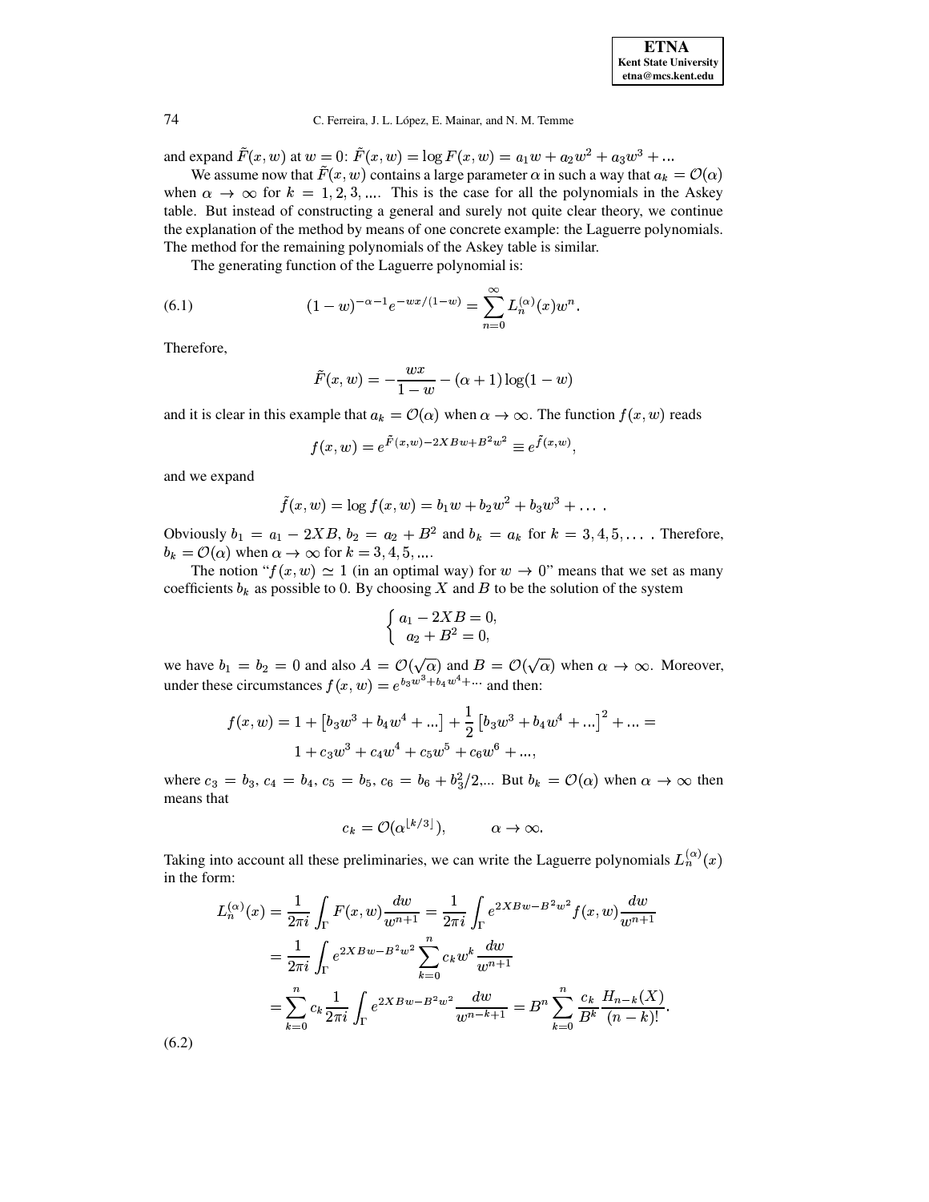and expand $\tilde{F}(x,w)$ at $w=0$: $\tilde{F}(x,w) = \log F(x,w) = a_1 w + a_2 w^2 + a_3 w^3 + \ldots$

We assume now that $\tilde{F}(x,w)$ contains a large parameter $\alpha$ in such a way that $a_k = \mathcal{O}(\alpha)$ when $\alpha \to \infty$ for $k = 1,2,3,\ldots$. This is the case for all the polynomials in the Askey table. But instead of constructing a general and surely not quite clear theory, we continue the explanation of the method by means of one concrete example: the Laguerre polynomials. The method for the remaining polynomials of the Askey table is similar.

The generating function of the Laguerre polynomial is:

$$(1-w)^{-\alpha-1} e^{-wx/(1-w)} = \sum_{n=0}^{\infty} L_n^{(\alpha)}(x) w^n. \tag{6.1}$$

Therefore,

$$\tilde{F}(x,w) = -\frac{wx}{1-w} - (\alpha+1)\log(1-w)$$

and it is clear in this example that $a_k = \mathcal{O}(\alpha)$ when $\alpha \to \infty$. The function $f(x,w)$ reads

$$f(x,w) = e^{\tilde{F}(x,w) - 2XBw + B^2 w^2} \equiv e^{\tilde{f}(x,w)},$$

and we expand

$$\tilde{f}(x,w) = \log f(x,w) = b_1 w + b_2 w^2 + b_3 w^3 + \ldots .$$

Obviously $b_1 = a_1 - 2XB$, $b_2 = a_2 + B^2$ and $b_k = a_k$ for $k = 3,4,5,\ldots$. Therefore, $b_k = \mathcal{O}(\alpha)$ when $\alpha \to \infty$ for $k = 3,4,5,\ldots$.

The notion "$f(x,w) \simeq 1$ (in an optimal way) for $w \to 0$" means that we set as many coefficients $b_k$ as possible to 0. By choosing $X$ and $B$ to be the solution of the system

$$\begin{cases} a_1 - 2XB = 0, \\ a_2 + B^2 = 0, \end{cases}$$

we have $b_1 = b_2 = 0$ and also $A = \mathcal{O}(\sqrt{\alpha})$ and $B = \mathcal{O}(\sqrt{\alpha})$ when $\alpha \to \infty$. Moreover, under these circumstances $f(x,w) = e^{b_3 w^3 + b_4 w^4 + \cdots}$ and then:

$$f(x,w) = 1 + \left[b_3 w^3 + b_4 w^4 + \ldots\right] + \frac{1}{2}\left[b_3 w^3 + b_4 w^4 + \ldots\right]^2 + \ldots = \\ 1 + c_3 w^3 + c_4 w^4 + c_5 w^5 + c_6 w^6 + \ldots,$$

where $c_3 = b_3$, $c_4 = b_4$, $c_5 = b_5$, $c_6 = b_6 + b_3^2/2$,... But $b_k = \mathcal{O}(\alpha)$ when $\alpha \to \infty$ then means that

$$c_k = \mathcal{O}(\alpha^{\lfloor k/3 \rfloor}), \qquad \alpha \to \infty.$$

Taking into account all these preliminaries, we can write the Laguerre polynomials $L_n^{(\alpha)}(x)$ in the form:

$$\begin{aligned} L_n^{(\alpha)}(x) &= \frac{1}{2\pi i}\int_\Gamma F(x,w)\frac{dw}{w^{n+1}} = \frac{1}{2\pi i}\int_\Gamma e^{2XBw - B^2 w^2} f(x,w)\frac{dw}{w^{n+1}} \\ &= \frac{1}{2\pi i}\int_\Gamma e^{2XBw - B^2 w^2}\sum_{k=0}^{n} c_k w^k \frac{dw}{w^{n+1}} \\ &= \sum_{k=0}^{n} c_k \frac{1}{2\pi i}\int_\Gamma e^{2XBw - B^2 w^2}\frac{dw}{w^{n-k+1}} = B^n \sum_{k=0}^{n}\frac{c_k}{B^k}\frac{H_{n-k}(X)}{(n-k)!}. \end{aligned} \tag{6.2}$$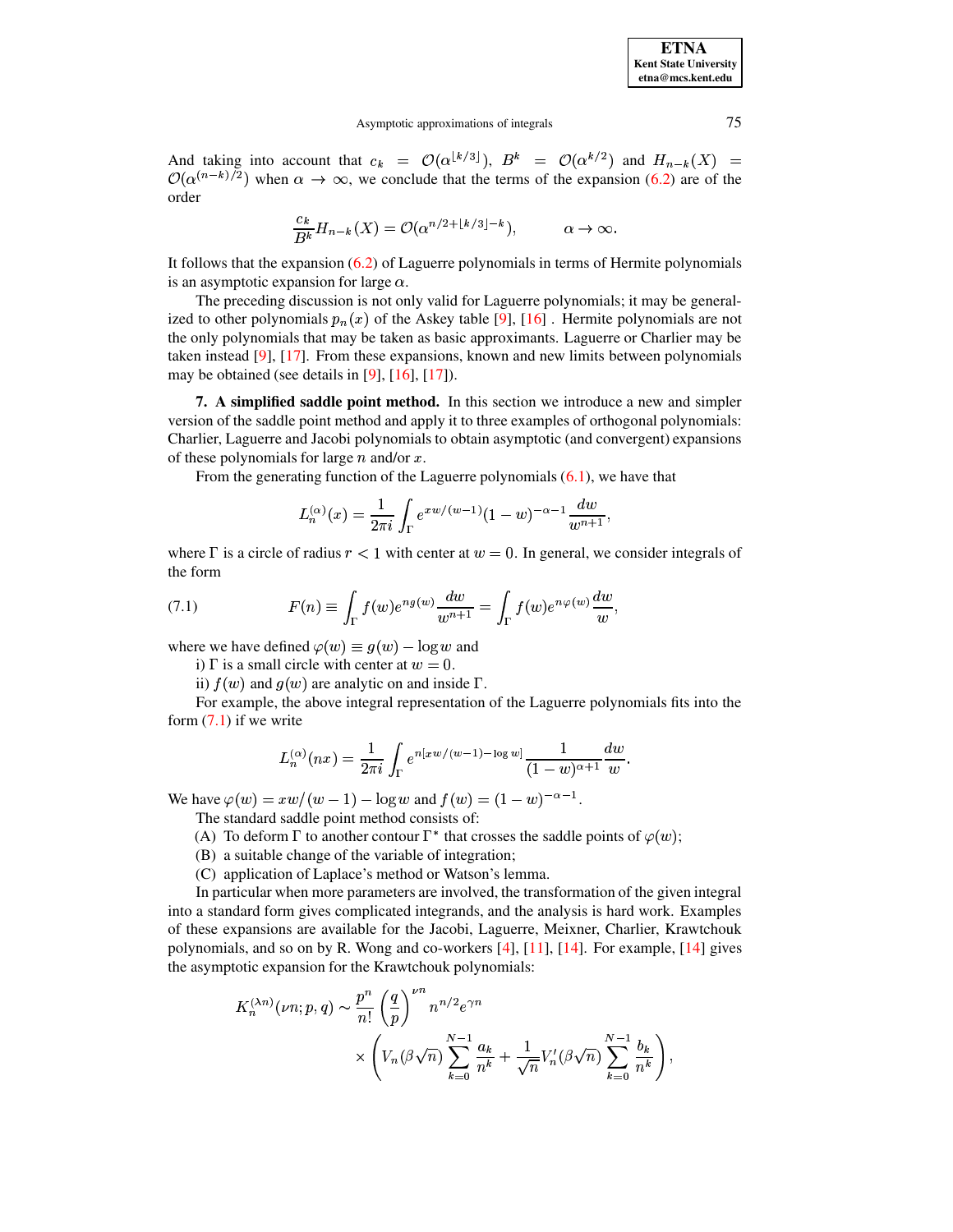And taking into account that $c_k = \mathcal{O}(\alpha^{\lfloor k/3 \rfloor})$, $B^k = \mathcal{O}(\alpha^{k/2})$ and $H_{n-k}(X) = \mathcal{O}(\alpha^{(n-k)/2})$ when $\alpha \to \infty$, we conclude that the terms of the expansion (6.2) are of the order

$$\frac{c_k}{B^k} H_{n-k}(X) = \mathcal{O}(\alpha^{n/2+\lfloor k/3 \rfloor - k}), \qquad \alpha \to \infty.$$

It follows that the expansion (6.2) of Laguerre polynomials in terms of Hermite polynomials is an asymptotic expansion for large $\alpha$.

The preceding discussion is not only valid for Laguerre polynomials; it may be generalized to other polynomials $p_n(x)$ of the Askey table [9], [16] . Hermite polynomials are not the only polynomials that may be taken as basic approximants. Laguerre or Charlier may be taken instead [9], [17]. From these expansions, known and new limits between polynomials may be obtained (see details in [9], [16], [17]).

**7. A simplified saddle point method.** In this section we introduce a new and simpler version of the saddle point method and apply it to three examples of orthogonal polynomials: Charlier, Laguerre and Jacobi polynomials to obtain asymptotic (and convergent) expansions of these polynomials for large $n$ and/or $x$.

From the generating function of the Laguerre polynomials (6.1), we have that

$$L_n^{(\alpha)}(x) = \frac{1}{2\pi i} \int_\Gamma e^{xw/(w-1)} (1-w)^{-\alpha-1} \frac{dw}{w^{n+1}},$$

where $\Gamma$ is a circle of radius $r < 1$ with center at $w = 0$. In general, we consider integrals of the form

$$F(n) \equiv \int_\Gamma f(w) e^{ng(w)} \frac{dw}{w^{n+1}} = \int_\Gamma f(w) e^{n\varphi(w)} \frac{dw}{w}, \tag{7.1}$$

where we have defined $\varphi(w) \equiv g(w) - \log w$ and

i) $\Gamma$ is a small circle with center at $w = 0$.

ii) $f(w)$ and $g(w)$ are analytic on and inside $\Gamma$.

For example, the above integral representation of the Laguerre polynomials fits into the form (7.1) if we write

$$L_n^{(\alpha)}(nx) = \frac{1}{2\pi i} \int_\Gamma e^{n[xw/(w-1) - \log w]} \frac{1}{(1-w)^{\alpha+1}} \frac{dw}{w}.$$

We have $\varphi(w) = xw/(w-1) - \log w$ and $f(w) = (1-w)^{-\alpha-1}$.

The standard saddle point method consists of:

(A) To deform $\Gamma$ to another contour $\Gamma^*$ that crosses the saddle points of $\varphi(w)$;

(B) a suitable change of the variable of integration;

(C) application of Laplace's method or Watson's lemma.

In particular when more parameters are involved, the transformation of the given integral into a standard form gives complicated integrands, and the analysis is hard work. Examples of these expansions are available for the Jacobi, Laguerre, Meixner, Charlier, Krawtchouk polynomials, and so on by R. Wong and co-workers [4], [11], [14]. For example, [14] gives the asymptotic expansion for the Krawtchouk polynomials:

$$K_n^{(\lambda n)}(\nu n; p, q) \sim \frac{p^n}{n!} \left(\frac{q}{p}\right)^{\nu n} n^{n/2} e^{\gamma n} \times \left( V_n(\beta\sqrt{n}) \sum_{k=0}^{N-1} \frac{a_k}{n^k} + \frac{1}{\sqrt{n}} V_n'(\beta\sqrt{n}) \sum_{k=0}^{N-1} \frac{b_k}{n^k} \right),$$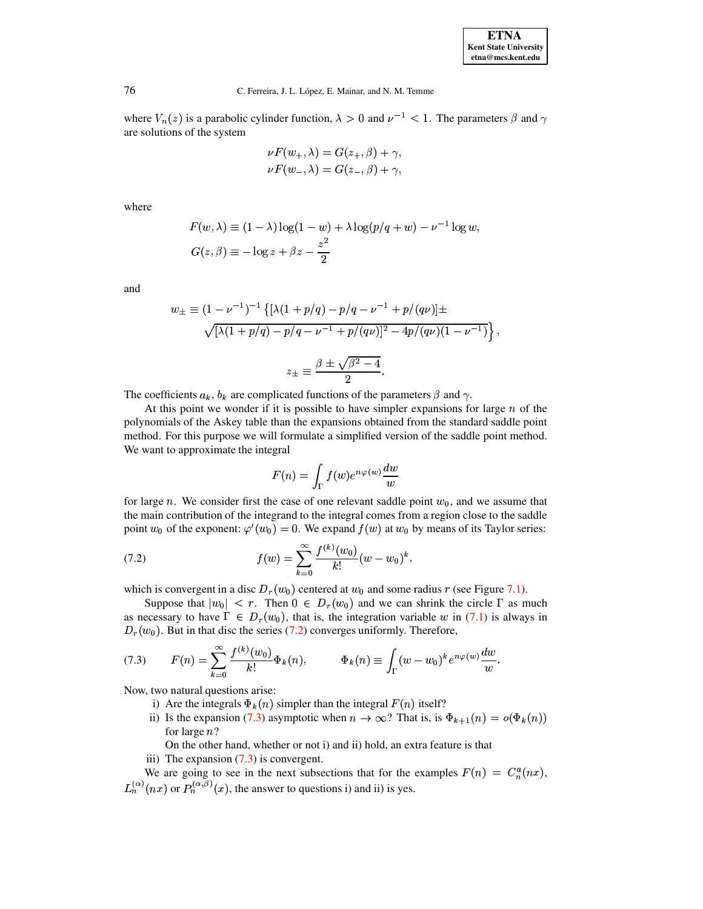where $V_n(z)$ is a parabolic cylinder function, $\lambda > 0$ and $\nu^{-1} < 1$. The parameters $\beta$ and $\gamma$ are solutions of the system

$$\nu F(w_+, \lambda) = G(z_+, \beta) + \gamma,$$
$$\nu F(w_-, \lambda) = G(z_-, \beta) + \gamma,$$

where

$$F(w, \lambda) \equiv (1-\lambda)\log(1-w) + \lambda \log(p/q + w) - \nu^{-1}\log w,$$
$$G(z, \beta) \equiv -\log z + \beta z - \frac{z^2}{2}$$

and

$$w_\pm \equiv (1-\nu^{-1})^{-1}\left\{[\lambda(1+p/q) - p/q - \nu^{-1} + p/(q\nu)] \pm \sqrt{[\lambda(1+p/q) - p/q - \nu^{-1} + p/(q\nu)]^2 - 4p/(q\nu)(1-\nu^{-1})}\right\},$$

$$z_\pm \equiv \frac{\beta \pm \sqrt{\beta^2 - 4}}{2}.$$

The coefficients $a_k$, $b_k$ are complicated functions of the parameters $\beta$ and $\gamma$.

At this point we wonder if it is possible to have simpler expansions for large $n$ of the polynomials of the Askey table than the expansions obtained from the standard saddle point method. For this purpose we will formulate a simplified version of the saddle point method. We want to approximate the integral

$$F(n) = \int_\Gamma f(w) e^{n\varphi(w)} \frac{dw}{w}$$

for large $n$. We consider first the case of one relevant saddle point $w_0$, and we assume that the main contribution of the integrand to the integral comes from a region close to the saddle point $w_0$ of the exponent: $\varphi'(w_0) = 0$. We expand $f(w)$ at $w_0$ by means of its Taylor series:

$$f(w) = \sum_{k=0}^\infty \frac{f^{(k)}(w_0)}{k!}(w - w_0)^k, \tag{7.2}$$

which is convergent in a disc $D_r(w_0)$ centered at $w_0$ and some radius $r$ (see Figure 7.1).

Suppose that $|w_0| < r$. Then $0 \in D_r(w_0)$ and we can shrink the circle $\Gamma$ as much as necessary to have $\Gamma \in D_r(w_0)$, that is, the integration variable $w$ in (7.1) is always in $D_r(w_0)$. But in that disc the series (7.2) converges uniformly. Therefore,

$$F(n) = \sum_{k=0}^\infty \frac{f^{(k)}(w_0)}{k!}\Phi_k(n), \qquad \Phi_k(n) \equiv \int_\Gamma (w - w_0)^k e^{n\varphi(w)} \frac{dw}{w}. \tag{7.3}$$

Now, two natural questions arise:

i) Are the integrals $\Phi_k(n)$ simpler than the integral $F(n)$ itself?

ii) Is the expansion (7.3) asymptotic when $n \to \infty$? That is, is $\Phi_{k+1}(n) = o(\Phi_k(n))$ for large $n$?

On the other hand, whether or not i) and ii) hold, an extra feature is that

iii) The expansion (7.3) is convergent.

We are going to see in the next subsections that for the examples $F(n) = C_n^a(nx)$, $L_n^{(\alpha)}(nx)$ or $P_n^{(\alpha,\beta)}(x)$, the answer to questions i) and ii) is yes.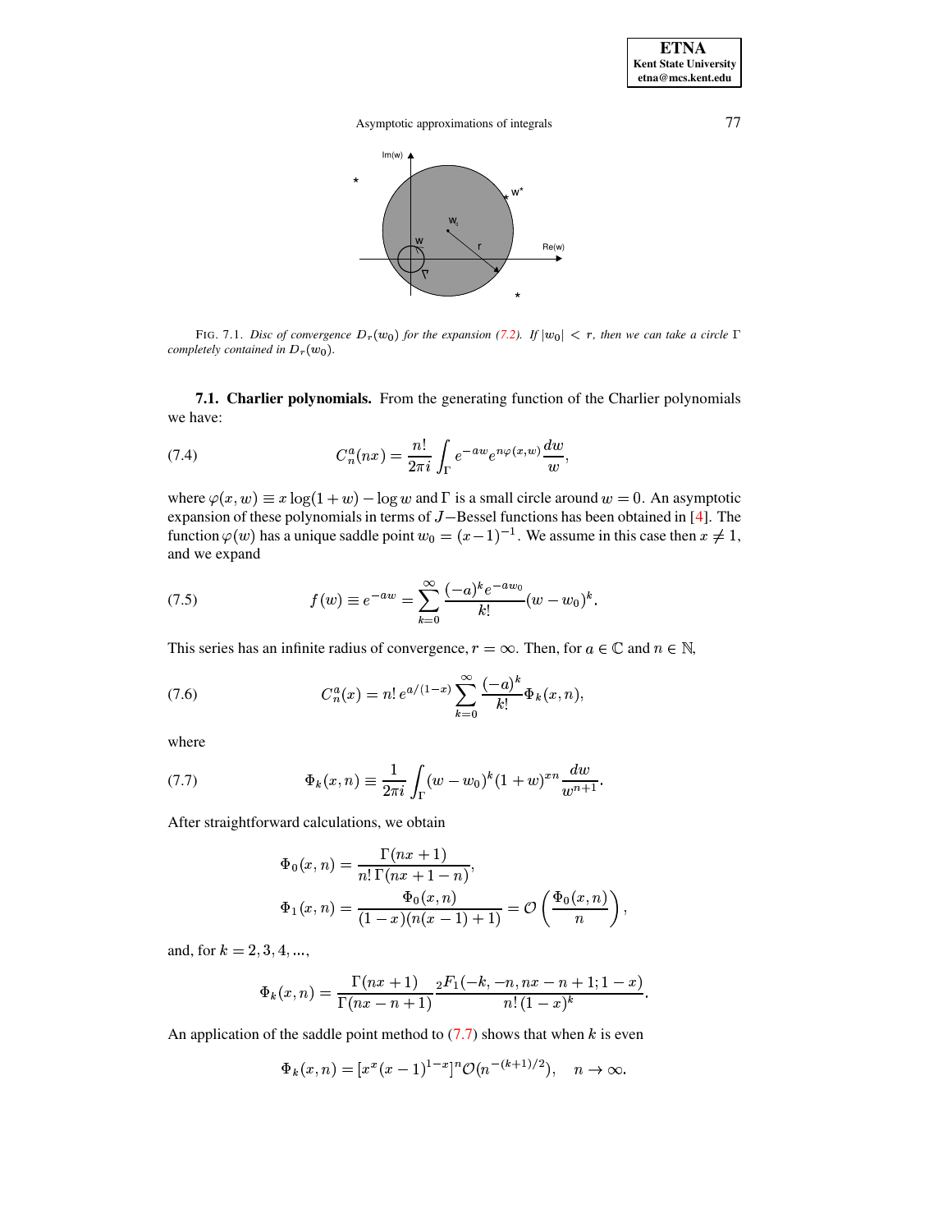FIG. 7.1. *Disc of convergence $D_r(w_0)$ for the expansion (7.2). If $|w_0| < r$, then we can take a circle $\Gamma$ completely contained in $D_r(w_0)$.*

**7.1. Charlier polynomials.** From the generating function of the Charlier polynomials we have:

$$C_n^a(nx) = \frac{n!}{2\pi i} \int_\Gamma e^{-aw} e^{n\varphi(x,w)} \frac{dw}{w}, \tag{7.4}$$

where $\varphi(x,w) \equiv x \log(1+w) - \log w$ and $\Gamma$ is a small circle around $w = 0$. An asymptotic expansion of these polynomials in terms of $J-$Bessel functions has been obtained in [4]. The function $\varphi(w)$ has a unique saddle point $w_0 = (x-1)^{-1}$. We assume in this case then $x \neq 1$, and we expand

$$f(w) \equiv e^{-aw} = \sum_{k=0}^{\infty} \frac{(-a)^k e^{-aw_0}}{k!} (w - w_0)^k. \tag{7.5}$$

This series has an infinite radius of convergence, $r = \infty$. Then, for $a \in \mathbb{C}$ and $n \in \mathbb{N}$,

$$C_n^a(x) = n!\, e^{a/(1-x)} \sum_{k=0}^{\infty} \frac{(-a)^k}{k!} \Phi_k(x,n), \tag{7.6}$$

where

$$\Phi_k(x,n) \equiv \frac{1}{2\pi i} \int_\Gamma (w - w_0)^k (1+w)^{xn} \frac{dw}{w^{n+1}}. \tag{7.7}$$

After straightforward calculations, we obtain

$$\Phi_0(x,n) = \frac{\Gamma(nx+1)}{n!\, \Gamma(nx+1-n)},$$

$$\Phi_1(x,n) = \frac{\Phi_0(x,n)}{(1-x)(n(x-1)+1)} = \mathcal{O}\left(\frac{\Phi_0(x,n)}{n}\right),$$

and, for $k = 2, 3, 4, ...,$

$$\Phi_k(x,n) = \frac{\Gamma(nx+1)}{\Gamma(nx-n+1)} \frac{{}_2F_1(-k, -n, nx-n+1; 1-x)}{n!\,(1-x)^k}.$$

An application of the saddle point method to (7.7) shows that when $k$ is even

$$\Phi_k(x,n) = [x^x (x-1)^{1-x}]^n \mathcal{O}(n^{-(k+1)/2}), \quad n \to \infty.$$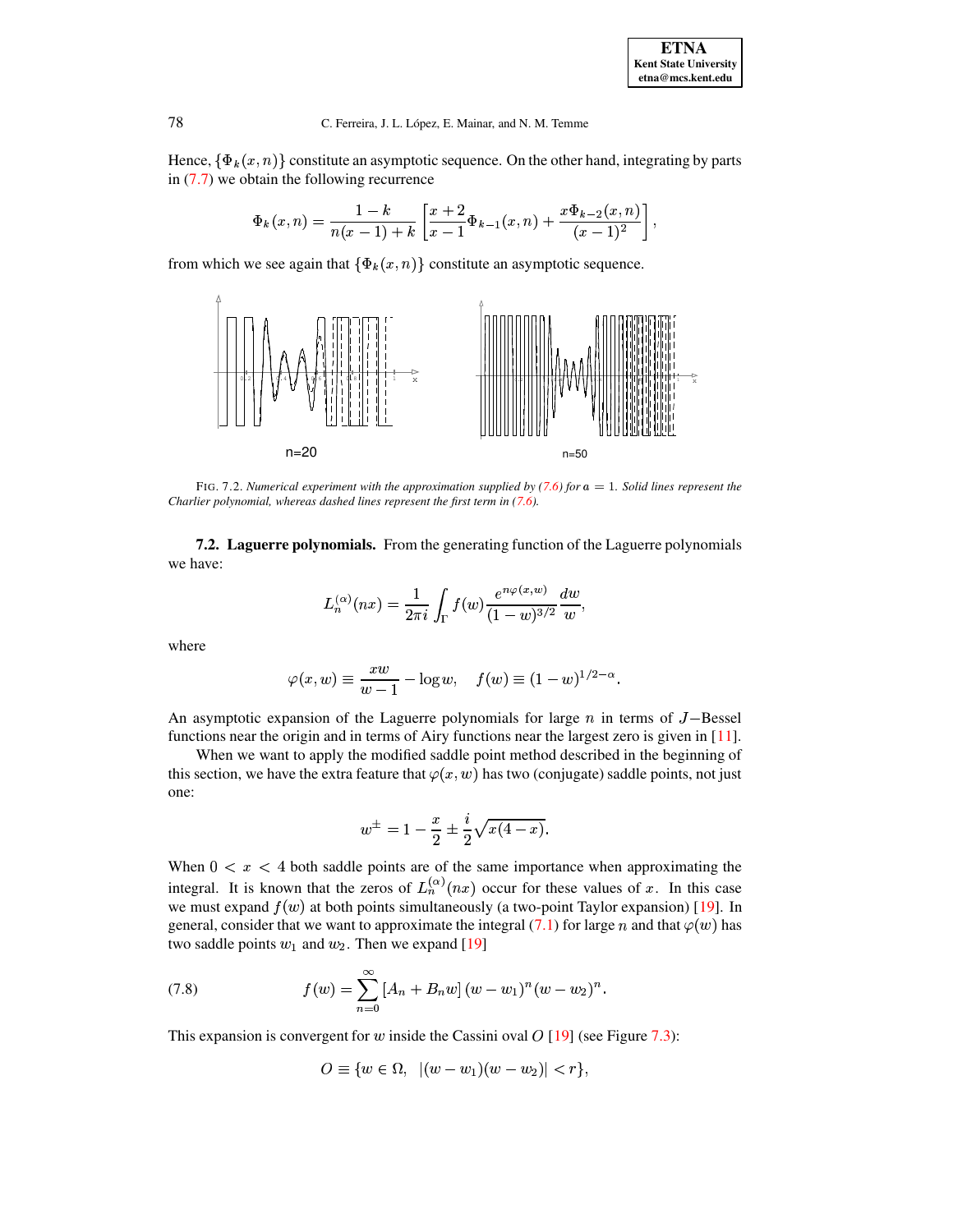Hence, $\{\Phi_k(x,n)\}$ constitute an asymptotic sequence. On the other hand, integrating by parts in (7.7) we obtain the following recurrence

$$\Phi_k(x,n) = \frac{1-k}{n(x-1)+k}\left[\frac{x+2}{x-1}\Phi_{k-1}(x,n) + \frac{x\Phi_{k-2}(x,n)}{(x-1)^2}\right],$$

from which we see again that $\{\Phi_k(x,n)\}$ constitute an asymptotic sequence.

n=20 n=50

FIG. 7.2. *Numerical experiment with the approximation supplied by (7.6) for $a = 1$. Solid lines represent the Charlier polynomial, whereas dashed lines represent the first term in (7.6).*

**7.2. Laguerre polynomials.** From the generating function of the Laguerre polynomials we have:

$$L_n^{(\alpha)}(nx) = \frac{1}{2\pi i}\int_\Gamma f(w)\frac{e^{n\varphi(x,w)}}{(1-w)^{3/2}}\frac{dw}{w},$$

where

$$\varphi(x,w) \equiv \frac{xw}{w-1} - \log w, \quad f(w) \equiv (1-w)^{1/2-\alpha}.$$

An asymptotic expansion of the Laguerre polynomials for large $n$ in terms of $J-$Bessel functions near the origin and in terms of Airy functions near the largest zero is given in [11].

When we want to apply the modified saddle point method described in the beginning of this section, we have the extra feature that $\varphi(x,w)$ has two (conjugate) saddle points, not just one:

$$w^\pm = 1 - \frac{x}{2} \pm \frac{i}{2}\sqrt{x(4-x)}.$$

When $0 < x < 4$ both saddle points are of the same importance when approximating the integral. It is known that the zeros of $L_n^{(\alpha)}(nx)$ occur for these values of $x$. In this case we must expand $f(w)$ at both points simultaneously (a two-point Taylor expansion) [19]. In general, consider that we want to approximate the integral (7.1) for large $n$ and that $\varphi(w)$ has two saddle points $w_1$ and $w_2$. Then we expand [19]

$$f(w) = \sum_{n=0}^{\infty}[A_n + B_n w](w-w_1)^n(w-w_2)^n. \tag{7.8}$$

This expansion is convergent for $w$ inside the Cassini oval $O$ [19] (see Figure 7.3):

$$O \equiv \{w \in \Omega, \;\; |(w-w_1)(w-w_2)| < r\},$$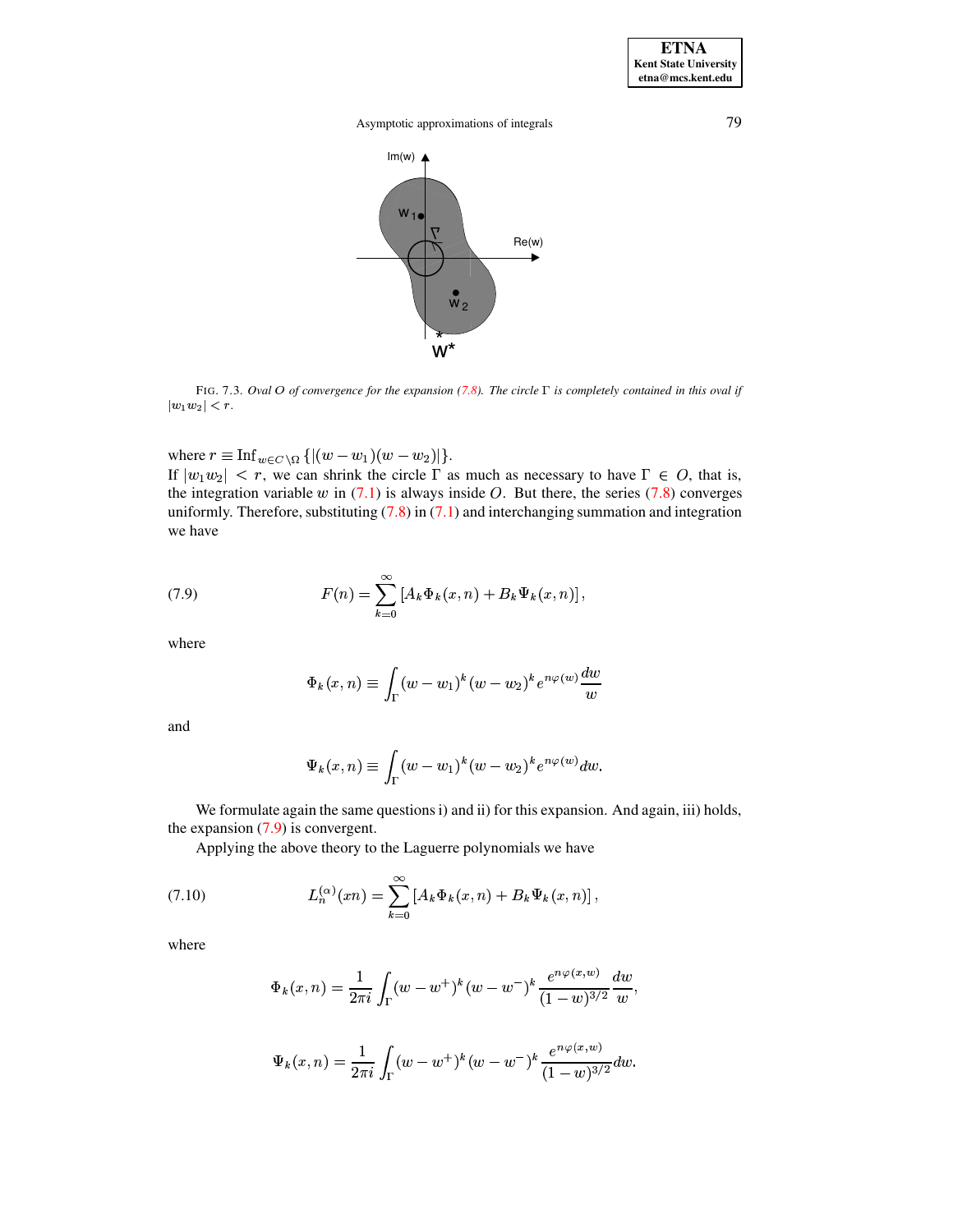FIG. 7.3. *Oval $O$ of convergence for the expansion (7.8). The circle $\Gamma$ is completely contained in this oval if $|w_1 w_2| < r$.*

where $r \equiv \text{Inf}_{w \in C \setminus \Omega} \{|(w-w_1)(w-w_2)|\}$.
If $|w_1 w_2| < r$, we can shrink the circle $\Gamma$ as much as necessary to have $\Gamma \in O$, that is, the integration variable $w$ in (7.1) is always inside $O$. But there, the series (7.8) converges uniformly. Therefore, substituting (7.8) in (7.1) and interchanging summation and integration we have

$$F(n) = \sum_{k=0}^{\infty} \left[ A_k \Phi_k(x,n) + B_k \Psi_k(x,n) \right], \tag{7.9}$$

where

$$\Phi_k(x,n) \equiv \int_\Gamma (w-w_1)^k (w-w_2)^k e^{n\varphi(w)} \frac{dw}{w}$$

and

$$\Psi_k(x,n) \equiv \int_\Gamma (w-w_1)^k (w-w_2)^k e^{n\varphi(w)} dw.$$

We formulate again the same questions i) and ii) for this expansion. And again, iii) holds, the expansion (7.9) is convergent.

Applying the above theory to the Laguerre polynomials we have

$$L_n^{(\alpha)}(xn) = \sum_{k=0}^{\infty} \left[ A_k \Phi_k(x,n) + B_k \Psi_k(x,n) \right], \tag{7.10}$$

where

$$\Phi_k(x,n) = \frac{1}{2\pi i} \int_\Gamma (w-w^+)^k (w-w^-)^k \frac{e^{n\varphi(x,w)}}{(1-w)^{3/2}} \frac{dw}{w},$$

$$\Psi_k(x,n) = \frac{1}{2\pi i} \int_\Gamma (w-w^+)^k (w-w^-)^k \frac{e^{n\varphi(x,w)}}{(1-w)^{3/2}} dw.$$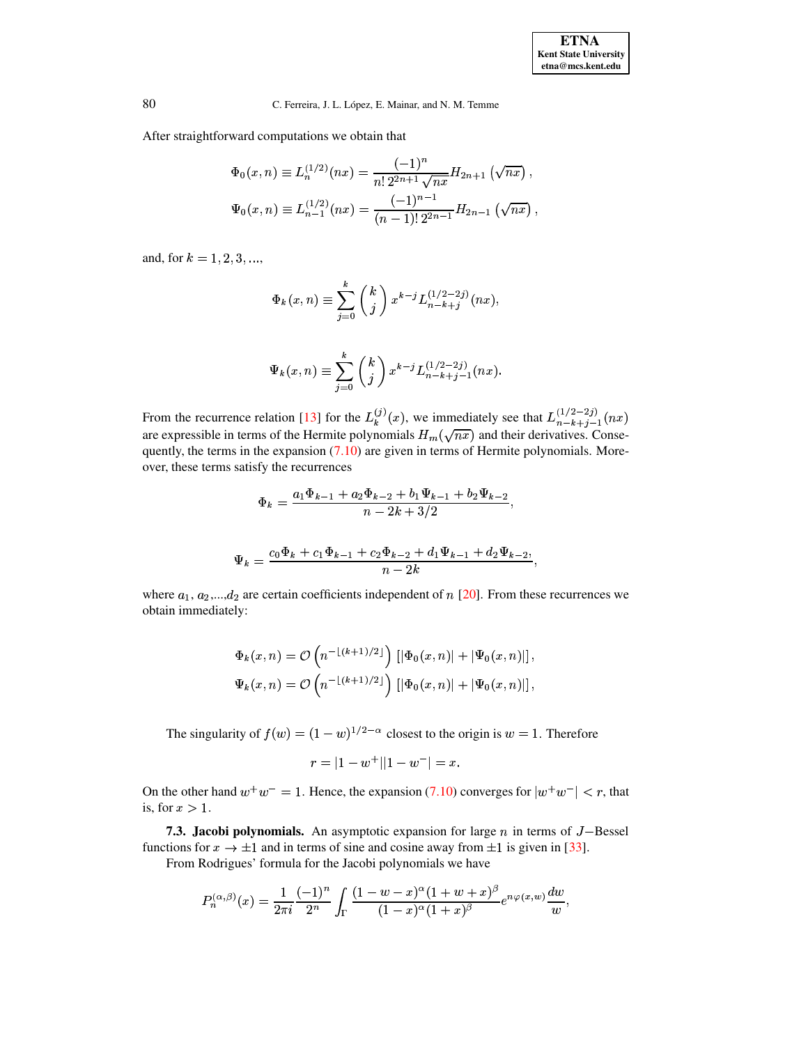After straightforward computations we obtain that

$$\Phi_0(x,n) \equiv L_n^{(1/2)}(nx) = \frac{(-1)^n}{n!\, 2^{2n+1}\sqrt{nx}} H_{2n+1}\left(\sqrt{nx}\right),$$

$$\Psi_0(x,n) \equiv L_{n-1}^{(1/2)}(nx) = \frac{(-1)^{n-1}}{(n-1)!\, 2^{2n-1}} H_{2n-1}\left(\sqrt{nx}\right),$$

and, for $k = 1, 2, 3, ...,$

$$\Phi_k(x,n) \equiv \sum_{j=0}^{k} \binom{k}{j} x^{k-j} L_{n-k+j}^{(1/2-2j)}(nx),$$

$$\Psi_k(x,n) \equiv \sum_{j=0}^{k} \binom{k}{j} x^{k-j} L_{n-k+j-1}^{(1/2-2j)}(nx).$$

From the recurrence relation [13] for the $L_k^{(j)}(x)$, we immediately see that $L_{n-k+j-1}^{(1/2-2j)}(nx)$ are expressible in terms of the Hermite polynomials $H_m(\sqrt{nx})$ and their derivatives. Consequently, the terms in the expansion (7.10) are given in terms of Hermite polynomials. Moreover, these terms satisfy the recurrences

$$\Phi_k = \frac{a_1\Phi_{k-1} + a_2\Phi_{k-2} + b_1\Psi_{k-1} + b_2\Psi_{k-2}}{n - 2k + 3/2},$$

$$\Psi_k = \frac{c_0\Phi_k + c_1\Phi_{k-1} + c_2\Phi_{k-2} + d_1\Psi_{k-1} + d_2\Psi_{k-2},}{n-2k},$$

where $a_1$, $a_2$,...,$d_2$ are certain coefficients independent of $n$ [20]. From these recurrences we obtain immediately:

$$\Phi_k(x,n) = \mathcal{O}\left(n^{-\lfloor (k+1)/2 \rfloor}\right)\left[|\Phi_0(x,n)| + |\Psi_0(x,n)|\right],$$

$$\Psi_k(x,n) = \mathcal{O}\left(n^{-\lfloor (k+1)/2 \rfloor}\right)\left[|\Phi_0(x,n)| + |\Psi_0(x,n)|\right],$$

The singularity of $f(w) = (1-w)^{1/2-\alpha}$ closest to the origin is $w = 1$. Therefore

$$r = |1 - w^+||1 - w^-| = x.$$

On the other hand $w^+w^- = 1$. Hence, the expansion (7.10) converges for $|w^+w^-| < r$, that is, for $x > 1$.

**7.3. Jacobi polynomials.** An asymptotic expansion for large $n$ in terms of $J-$Bessel functions for $x \to \pm 1$ and in terms of sine and cosine away from $\pm 1$ is given in [33].

From Rodrigues' formula for the Jacobi polynomials we have

$$P_n^{(\alpha,\beta)}(x) = \frac{1}{2\pi i}\frac{(-1)^n}{2^n}\int_\Gamma \frac{(1-w-x)^\alpha(1+w+x)^\beta}{(1-x)^\alpha(1+x)^\beta} e^{n\varphi(x,w)}\frac{dw}{w},$$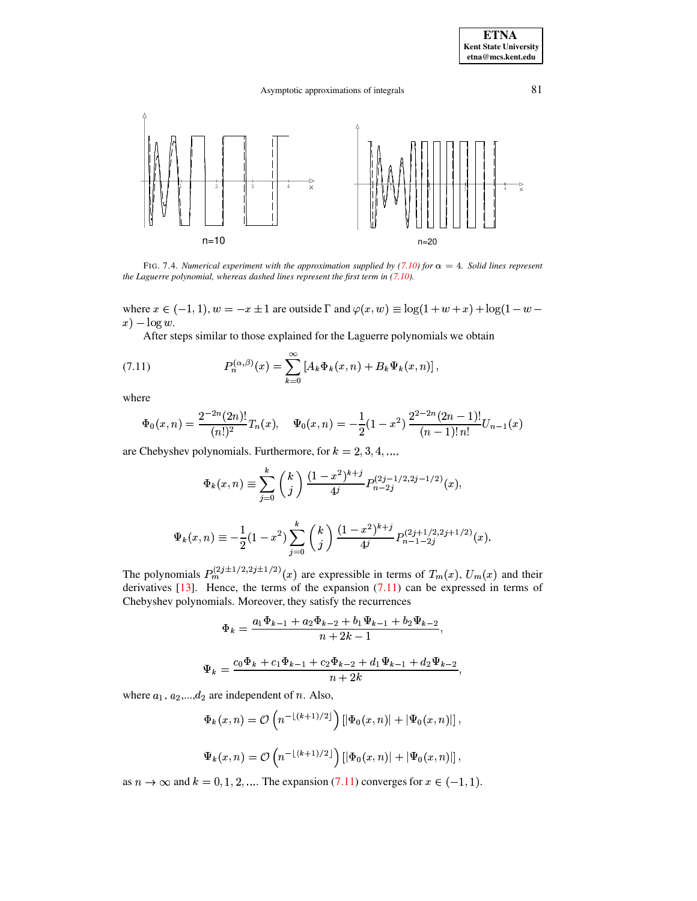FIG. 7.4. *Numerical experiment with the approximation supplied by (7.10) for $\alpha = 4$. Solid lines represent the Laguerre polynomial, whereas dashed lines represent the first term in (7.10).*

where $x \in (-1, 1)$, $w = -x \pm 1$ are outside $\Gamma$ and $\varphi(x, w) \equiv \log(1 + w + x) + \log(1 - w - x) - \log w$.

After steps similar to those explained for the Laguerre polynomials we obtain

$$P_n^{(\alpha,\beta)}(x) = \sum_{k=0}^{\infty} \left[ A_k \Phi_k(x, n) + B_k \Psi_k(x, n) \right], \tag{7.11}$$

where

$$\Phi_0(x, n) = \frac{2^{-2n}(2n)!}{(n!)^2} T_n(x), \quad \Psi_0(x, n) = -\frac{1}{2}(1 - x^2)\, \frac{2^{2-2n}(2n-1)!}{(n-1)!\, n!} U_{n-1}(x)$$

are Chebyshev polynomials. Furthermore, for $k = 2, 3, 4, ...,$

$$\Phi_k(x, n) \equiv \sum_{j=0}^{k} \binom{k}{j} \frac{(1 - x^2)^{k+j}}{4^j} P_{n-2j}^{(2j-1/2, 2j-1/2)}(x),$$

$$\Psi_k(x, n) \equiv -\frac{1}{2}(1 - x^2) \sum_{j=0}^{k} \binom{k}{j} \frac{(1 - x^2)^{k+j}}{4^j} P_{n-1-2j}^{(2j+1/2, 2j+1/2)}(x).$$

The polynomials $P_m^{(2j\pm1/2, 2j\pm1/2)}(x)$ are expressible in terms of $T_m(x)$, $U_m(x)$ and their derivatives [13]. Hence, the terms of the expansion (7.11) can be expressed in terms of Chebyshev polynomials. Moreover, they satisfy the recurrences

$$\Phi_k = \frac{a_1 \Phi_{k-1} + a_2 \Phi_{k-2} + b_1 \Psi_{k-1} + b_2 \Psi_{k-2}}{n + 2k - 1},$$

$$\Psi_k = \frac{c_0 \Phi_k + c_1 \Phi_{k-1} + c_2 \Phi_{k-2} + d_1 \Psi_{k-1} + d_2 \Psi_{k-2}}{n + 2k},$$

where $a_1$, $a_2$,...,$d_2$ are independent of $n$. Also,

$$\Phi_k(x, n) = \mathcal{O}\left(n^{-\lfloor (k+1)/2 \rfloor}\right) \left[ |\Phi_0(x, n)| + |\Psi_0(x, n)| \right],$$

$$\Psi_k(x, n) = \mathcal{O}\left(n^{-\lfloor (k+1)/2 \rfloor}\right) \left[ |\Phi_0(x, n)| + |\Psi_0(x, n)| \right],$$

as $n \to \infty$ and $k = 0, 1, 2, ....$ The expansion (7.11) converges for $x \in (-1, 1)$.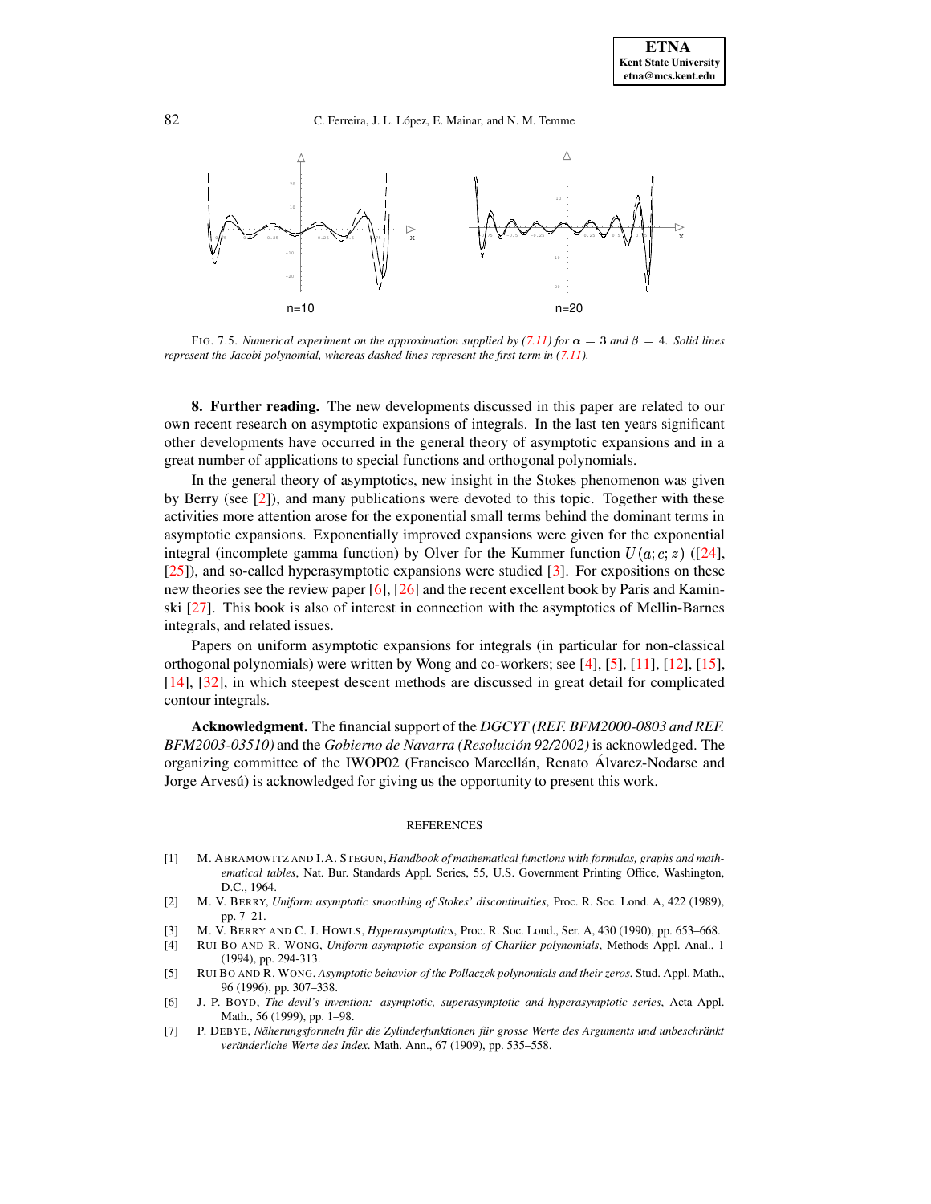FIG. 7.5. *Numerical experiment on the approximation supplied by (7.11) for $\alpha = 3$ and $\beta = 4$. Solid lines represent the Jacobi polynomial, whereas dashed lines represent the first term in (7.11).*

**8. Further reading.** The new developments discussed in this paper are related to our own recent research on asymptotic expansions of integrals. In the last ten years significant other developments have occurred in the general theory of asymptotic expansions and in a great number of applications to special functions and orthogonal polynomials.

In the general theory of asymptotics, new insight in the Stokes phenomenon was given by Berry (see [2]), and many publications were devoted to this topic. Together with these activities more attention arose for the exponential small terms behind the dominant terms in asymptotic expansions. Exponentially improved expansions were given for the exponential integral (incomplete gamma function) by Olver for the Kummer function $U(a; c; z)$ ([24], [25]), and so-called hyperasymptotic expansions were studied [3]. For expositions on these new theories see the review paper [6], [26] and the recent excellent book by Paris and Kaminski [27]. This book is also of interest in connection with the asymptotics of Mellin-Barnes integrals, and related issues.

Papers on uniform asymptotic expansions for integrals (in particular for non-classical orthogonal polynomials) were written by Wong and co-workers; see [4], [5], [11], [12], [15], [14], [32], in which steepest descent methods are discussed in great detail for complicated contour integrals.

**Acknowledgment.** The financial support of the *DGCYT (REF. BFM2000-0803 and REF. BFM2003-03510)* and the *Gobierno de Navarra (Resolución 92/2002)* is acknowledged. The organizing committee of the IWOP02 (Francisco Marcellán, Renato Álvarez-Nodarse and Jorge Arvesú) is acknowledged for giving us the opportunity to present this work.

## REFERENCES

[1] M. ABRAMOWITZ AND I.A. STEGUN, *Handbook of mathematical functions with formulas, graphs and mathematical tables*, Nat. Bur. Standards Appl. Series, 55, U.S. Government Printing Office, Washington, D.C., 1964.

[2] M. V. BERRY, *Uniform asymptotic smoothing of Stokes' discontinuities*, Proc. R. Soc. Lond. A, 422 (1989), pp. 7–21.

[3] M. V. BERRY AND C. J. HOWLS, *Hyperasymptotics*, Proc. R. Soc. Lond., Ser. A, 430 (1990), pp. 653–668.

[4] RUI BO AND R. WONG, *Uniform asymptotic expansion of Charlier polynomials*, Methods Appl. Anal., 1 (1994), pp. 294-313.

[5] RUI BO AND R. WONG, *Asymptotic behavior of the Pollaczek polynomials and their zeros*, Stud. Appl. Math., 96 (1996), pp. 307–338.

[6] J. P. BOYD, *The devil's invention: asymptotic, superasymptotic and hyperasymptotic series*, Acta Appl. Math., 56 (1999), pp. 1–98.

[7] P. DEBYE, *Näherungsformeln für die Zylinderfunktionen für grosse Werte des Arguments und unbeschränkt veränderliche Werte des Index*. Math. Ann., 67 (1909), pp. 535–558.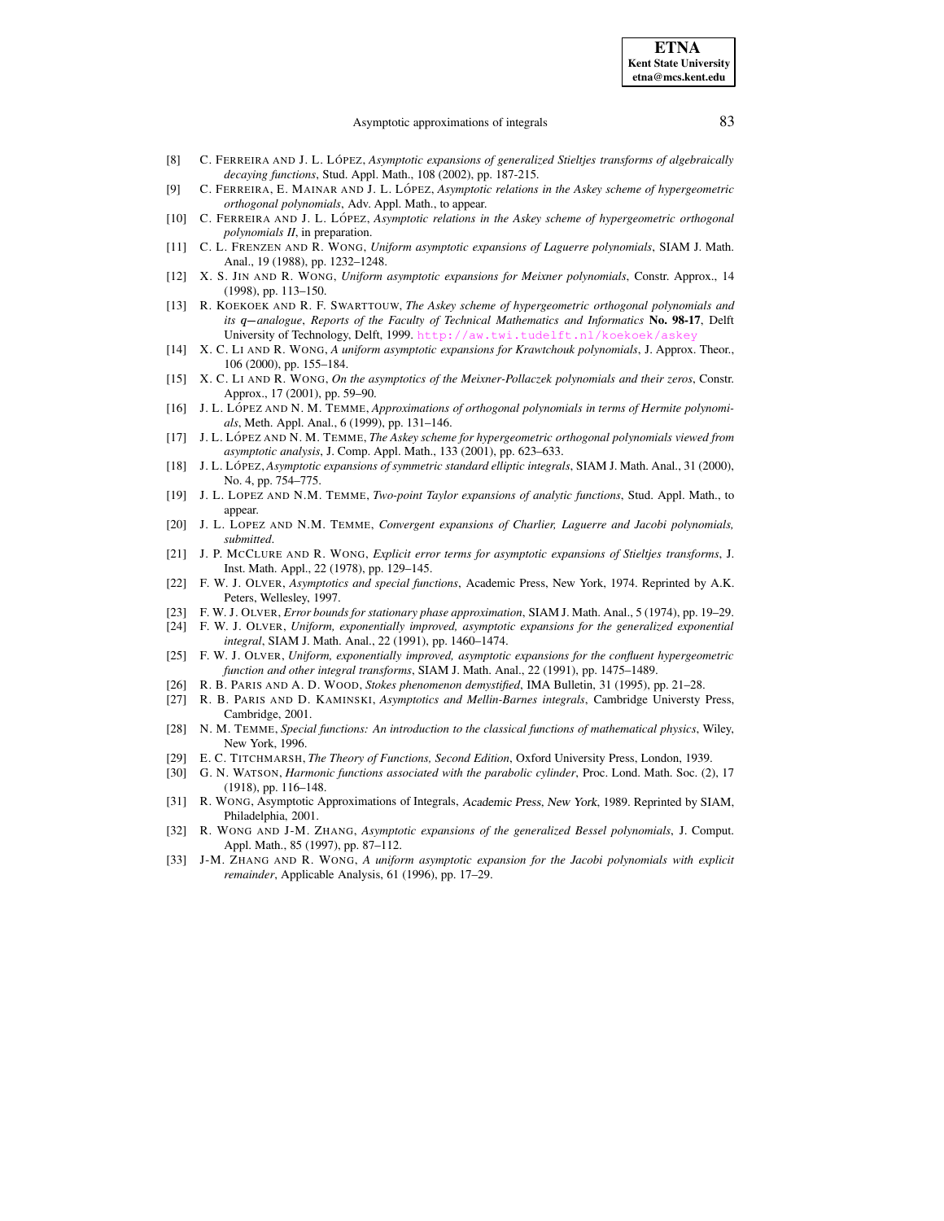[8] C. FERREIRA AND J. L. LÓPEZ, *Asymptotic expansions of generalized Stieltjes transforms of algebraically decaying functions*, Stud. Appl. Math., 108 (2002), pp. 187-215.

[9] C. FERREIRA, E. MAINAR AND J. L. LÓPEZ, *Asymptotic relations in the Askey scheme of hypergeometric orthogonal polynomials*, Adv. Appl. Math., to appear.

[10] C. FERREIRA AND J. L. LÓPEZ, *Asymptotic relations in the Askey scheme of hypergeometric orthogonal polynomials II*, in preparation.

[11] C. L. FRENZEN AND R. WONG, *Uniform asymptotic expansions of Laguerre polynomials*, SIAM J. Math. Anal., 19 (1988), pp. 1232–1248.

[12] X. S. JIN AND R. WONG, *Uniform asymptotic expansions for Meixner polynomials*, Constr. Approx., 14 (1998), pp. 113–150.

[13] R. KOEKOEK AND R. F. SWARTTOUW, *The Askey scheme of hypergeometric orthogonal polynomials and its q−analogue*, *Reports of the Faculty of Technical Mathematics and Informatics* **No. 98-17**, Delft University of Technology, Delft, 1999. http://aw.twi.tudelft.nl/koekoek/askey

[14] X. C. LI AND R. WONG, *A uniform asymptotic expansions for Krawtchouk polynomials*, J. Approx. Theor., 106 (2000), pp. 155–184.

[15] X. C. LI AND R. WONG, *On the asymptotics of the Meixner-Pollaczek polynomials and their zeros*, Constr. Approx., 17 (2001), pp. 59–90.

[16] J. L. LÓPEZ AND N. M. TEMME, *Approximations of orthogonal polynomials in terms of Hermite polynomials*, Meth. Appl. Anal., 6 (1999), pp. 131–146.

[17] J. L. LÓPEZ AND N. M. TEMME, *The Askey scheme for hypergeometric orthogonal polynomials viewed from asymptotic analysis*, J. Comp. Appl. Math., 133 (2001), pp. 623–633.

[18] J. L. LÓPEZ, *Asymptotic expansions of symmetric standard elliptic integrals*, SIAM J. Math. Anal., 31 (2000), No. 4, pp. 754–775.

[19] J. L. LOPEZ AND N.M. TEMME, *Two-point Taylor expansions of analytic functions*, Stud. Appl. Math., to appear.

[20] J. L. LOPEZ AND N.M. TEMME, *Convergent expansions of Charlier, Laguerre and Jacobi polynomials, submitted*.

[21] J. P. MCCLURE AND R. WONG, *Explicit error terms for asymptotic expansions of Stieltjes transforms*, J. Inst. Math. Appl., 22 (1978), pp. 129–145.

[22] F. W. J. OLVER, *Asymptotics and special functions*, Academic Press, New York, 1974. Reprinted by A.K. Peters, Wellesley, 1997.

[23] F. W. J. OLVER, *Error bounds for stationary phase approximation*, SIAM J. Math. Anal., 5 (1974), pp. 19–29.

[24] F. W. J. OLVER, *Uniform, exponentially improved, asymptotic expansions for the generalized exponential integral*, SIAM J. Math. Anal., 22 (1991), pp. 1460–1474.

[25] F. W. J. OLVER, *Uniform, exponentially improved, asymptotic expansions for the confluent hypergeometric function and other integral transforms*, SIAM J. Math. Anal., 22 (1991), pp. 1475–1489.

[26] R. B. PARIS AND A. D. WOOD, *Stokes phenomenon demystified*, IMA Bulletin, 31 (1995), pp. 21–28.

[27] R. B. PARIS AND D. KAMINSKI, *Asymptotics and Mellin-Barnes integrals*, Cambridge Universty Press, Cambridge, 2001.

[28] N. M. TEMME, *Special functions: An introduction to the classical functions of mathematical physics*, Wiley, New York, 1996.

[29] E. C. TITCHMARSH, *The Theory of Functions, Second Edition*, Oxford University Press, London, 1939.

[30] G. N. WATSON, *Harmonic functions associated with the parabolic cylinder*, Proc. Lond. Math. Soc. (2), 17 (1918), pp. 116–148.

[31] R. WONG, Asymptotic Approximations of Integrals, *Academic Press, New York*, 1989. Reprinted by SIAM, Philadelphia, 2001.

[32] R. WONG AND J-M. ZHANG, *Asymptotic expansions of the generalized Bessel polynomials*, J. Comput. Appl. Math., 85 (1997), pp. 87–112.

[33] J-M. ZHANG AND R. WONG, *A uniform asymptotic expansion for the Jacobi polynomials with explicit remainder*, Applicable Analysis, 61 (1996), pp. 17–29.